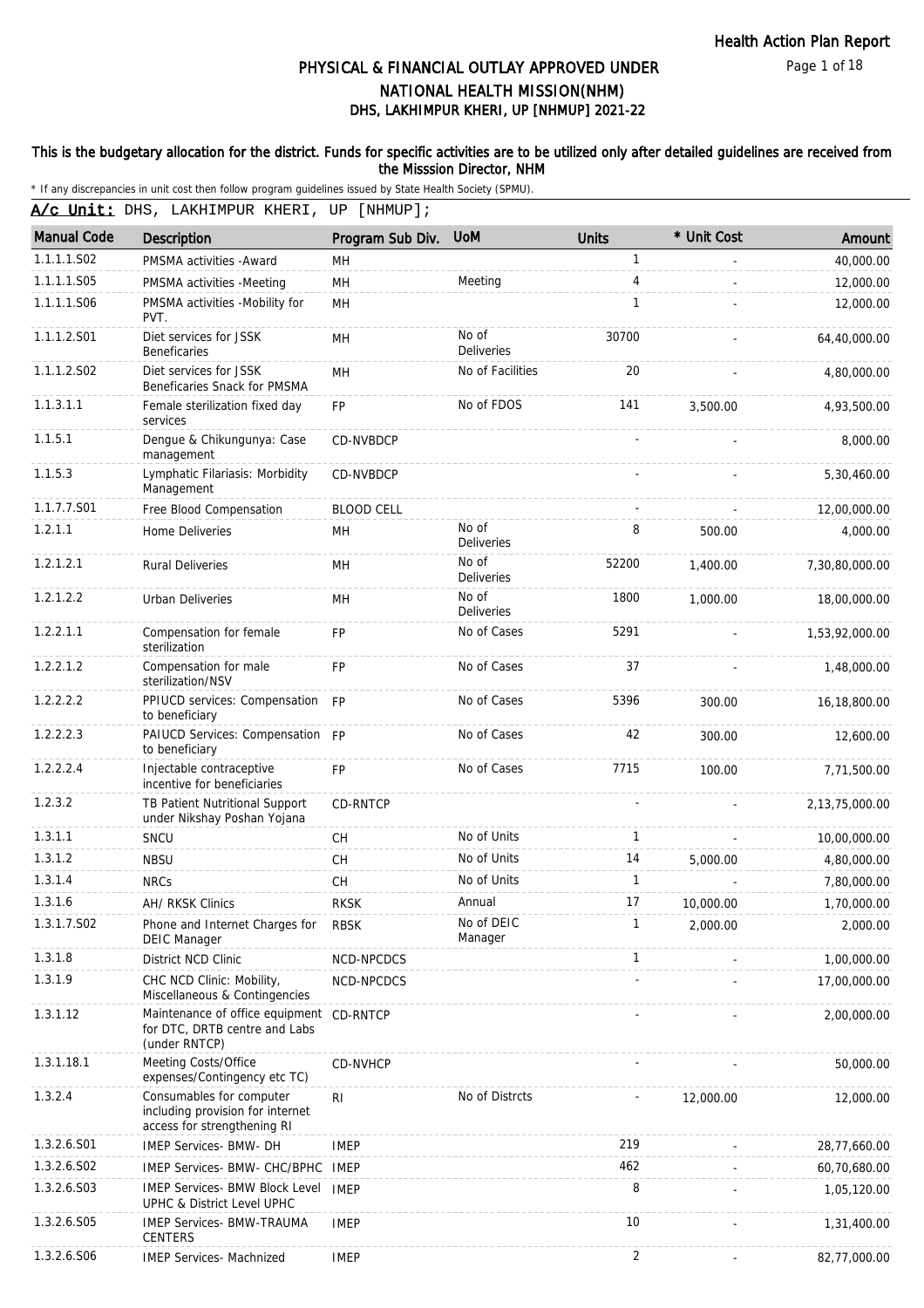# PHYSICAL & FINANCIAL OUTLAY APPROVED UNDER NATIONAL HEALTH MISSION(NHM)

## DHS, LAKHIMPUR KHERI, UP [NHMUP] 2021-22

**This is the budgetary allocation for the district. Funds for specific activities are to be utilized only after detailed guidelines are received from the Misssion Director, NHM**

\* If any discrepancies in unit cost then follow program guidelines issued by State Health Society (SPMU).

**A/c Unit:** DHS, LAKHIMPUR KHERI, UP [NHMUP];

| Manual Code | Description | Program Sub Div. | UoM | Units | * Unit Cost | Amount |
|---|---|---|---|---|---|---|
| 1.1.1.1.S02 | PMSMA activities -Award | MH | | 1 | - | 40,000.00 |
| 1.1.1.1.S05 | PMSMA activities -Meeting | MH | Meeting | 4 | - | 12,000.00 |
| 1.1.1.1.S06 | PMSMA activities -Mobility for PVT. | MH | | 1 | - | 12,000.00 |
| 1.1.1.2.S01 | Diet services for JSSK Beneficaries | MH | No of Deliveries | 30700 | - | 64,40,000.00 |
| 1.1.1.2.S02 | Diet services for JSSK Beneficaries Snack for PMSMA | MH | No of Facilities | 20 | - | 4,80,000.00 |
| 1.1.3.1.1 | Female sterilization fixed day services | FP | No of FDOS | 141 | 3,500.00 | 4,93,500.00 |
| 1.1.5.1 | Dengue & Chikungunya: Case management | CD-NVBDCP | | - | - | 8,000.00 |
| 1.1.5.3 | Lymphatic Filariasis: Morbidity Management | CD-NVBDCP | | - | - | 5,30,460.00 |
| 1.1.7.7.S01 | Free Blood Compensation | BLOOD CELL | | - | - | 12,00,000.00 |
| 1.2.1.1 | Home Deliveries | MH | No of Deliveries | 8 | 500.00 | 4,000.00 |
| 1.2.1.2.1 | Rural Deliveries | MH | No of Deliveries | 52200 | 1,400.00 | 7,30,80,000.00 |
| 1.2.1.2.2 | Urban Deliveries | MH | No of Deliveries | 1800 | 1,000.00 | 18,00,000.00 |
| 1.2.2.1.1 | Compensation for female sterilization | FP | No of Cases | 5291 | - | 1,53,92,000.00 |
| 1.2.2.1.2 | Compensation for male sterilization/NSV | FP | No of Cases | 37 | - | 1,48,000.00 |
| 1.2.2.2.2 | PPIUCD services: Compensation to beneficiary | FP | No of Cases | 5396 | 300.00 | 16,18,800.00 |
| 1.2.2.2.3 | PAIUCD Services: Compensation to beneficiary | FP | No of Cases | 42 | 300.00 | 12,600.00 |
| 1.2.2.2.4 | Injectable contraceptive incentive for beneficiaries | FP | No of Cases | 7715 | 100.00 | 7,71,500.00 |
| 1.2.3.2 | TB Patient Nutritional Support under Nikshay Poshan Yojana | CD-RNTCP | | - | - | 2,13,75,000.00 |
| 1.3.1.1 | SNCU | CH | No of Units | 1 | - | 10,00,000.00 |
| 1.3.1.2 | NBSU | CH | No of Units | 14 | 5,000.00 | 4,80,000.00 |
| 1.3.1.4 | NRCs | CH | No of Units | 1 | - | 7,80,000.00 |
| 1.3.1.6 | AH/ RKSK Clinics | RKSK | Annual | 17 | 10,000.00 | 1,70,000.00 |
| 1.3.1.7.S02 | Phone and Internet Charges for DEIC Manager | RBSK | No of DEIC Manager | 1 | 2,000.00 | 2,000.00 |
| 1.3.1.8 | District NCD Clinic | NCD-NPCDCS | | 1 | - | 1,00,000.00 |
| 1.3.1.9 | CHC NCD Clinic: Mobility, Miscellaneous & Contingencies | NCD-NPCDCS | | - | - | 17,00,000.00 |
| 1.3.1.12 | Maintenance of office equipment for DTC, DRTB centre and Labs (under RNTCP) | CD-RNTCP | | - | - | 2,00,000.00 |
| 1.3.1.18.1 | Meeting Costs/Office expenses/Contingency etc TC) | CD-NVHCP | | - | - | 50,000.00 |
| 1.3.2.4 | Consumables for computer including provision for internet access for strengthening RI | RI | No of Distrcts | - | 12,000.00 | 12,000.00 |
| 1.3.2.6.S01 | IMEP Services- BMW- DH | IMEP | | 219 | - | 28,77,660.00 |
| 1.3.2.6.S02 | IMEP Services- BMW- CHC/BPHC | IMEP | | 462 | - | 60,70,680.00 |
| 1.3.2.6.S03 | IMEP Services- BMW Block Level UPHC & District Level UPHC | IMEP | | 8 | - | 1,05,120.00 |
| 1.3.2.6.S05 | IMEP Services- BMW-TRAUMA CENTERS | IMEP | | 10 | - | 1,31,400.00 |
| 1.3.2.6.S06 | IMEP Services- Machnized | IMEP | | 2 | - | 82,77,000.00 |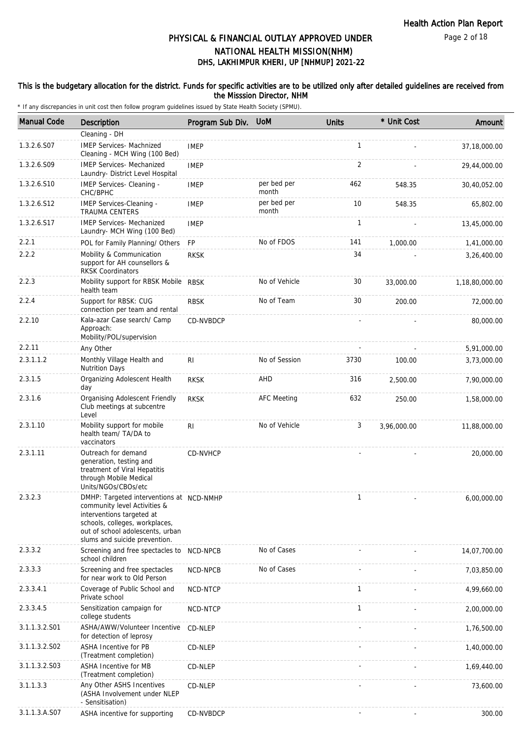## PHYSICAL & FINANCIAL OUTLAY APPROVED UNDER NATIONAL HEALTH MISSION(NHM)
## DHS, LAKHIMPUR KHERI, UP [NHMUP] 2021-22

**This is the budgetary allocation for the district. Funds for specific activities are to be utilized only after detailed guidelines are received from the Misssion Director, NHM**

\* If any discrepancies in unit cost then follow program guidelines issued by State Health Society (SPMU).

| Manual Code | Description | Program Sub Div. | UoM | Units | * Unit Cost | Amount |
|---|---|---|---|---|---|---|
| | Cleaning - DH | | | | | |
| 1.3.2.6.S07 | IMEP Services- Machnized Cleaning - MCH Wing (100 Bed) | IMEP | | 1 | - | 37,18,000.00 |
| 1.3.2.6.S09 | IMEP Services- Mechanized Laundry- District Level Hospital | IMEP | | 2 | - | 29,44,000.00 |
| 1.3.2.6.S10 | IMEP Services- Cleaning - CHC/BPHC | IMEP | per bed per month | 462 | 548.35 | 30,40,052.00 |
| 1.3.2.6.S12 | IMEP Services-Cleaning - TRAUMA CENTERS | IMEP | per bed per month | 10 | 548.35 | 65,802.00 |
| 1.3.2.6.S17 | IMEP Services- Mechanized Laundry- MCH Wing (100 Bed) | IMEP | | 1 | - | 13,45,000.00 |
| 2.2.1 | POL for Family Planning/ Others | FP | No of FDOS | 141 | 1,000.00 | 1,41,000.00 |
| 2.2.2 | Mobility & Communication support for AH counsellors & RKSK Coordinators | RKSK | | 34 | - | 3,26,400.00 |
| 2.2.3 | Mobility support for RBSK Mobile health team | RBSK | No of Vehicle | 30 | 33,000.00 | 1,18,80,000.00 |
| 2.2.4 | Support for RBSK: CUG connection per team and rental | RBSK | No of Team | 30 | 200.00 | 72,000.00 |
| 2.2.10 | Kala-azar Case search/ Camp Approach: Mobility/POL/supervision | CD-NVBDCP | | - | - | 80,000.00 |
| 2.2.11 | Any Other | | | - | - | 5,91,000.00 |
| 2.3.1.1.2 | Monthly Village Health and Nutrition Days | RI | No of Session | 3730 | 100.00 | 3,73,000.00 |
| 2.3.1.5 | Organizing Adolescent Health day | RKSK | AHD | 316 | 2,500.00 | 7,90,000.00 |
| 2.3.1.6 | Organising Adolescent Friendly Club meetings at subcentre Level | RKSK | AFC Meeting | 632 | 250.00 | 1,58,000.00 |
| 2.3.1.10 | Mobility support for mobile health team/ TA/DA to vaccinators | RI | No of Vehicle | 3 | 3,96,000.00 | 11,88,000.00 |
| 2.3.1.11 | Outreach for demand generation, testing and treatment of Viral Hepatitis through Mobile Medical Units/NGOs/CBOs/etc | CD-NVHCP | | - | - | 20,000.00 |
| 2.3.2.3 | DMHP: Targeted interventions at community level Activities & interventions targeted at schools, colleges, workplaces, out of school adolescents, urban slums and suicide prevention. | NCD-NMHP | | 1 | - | 6,00,000.00 |
| 2.3.3.2 | Screening and free spectacles to school children | NCD-NPCB | No of Cases | - | - | 14,07,700.00 |
| 2.3.3.3 | Screening and free spectacles for near work to Old Person | NCD-NPCB | No of Cases | - | - | 7,03,850.00 |
| 2.3.3.4.1 | Coverage of Public School and Private school | NCD-NTCP | | 1 | - | 4,99,660.00 |
| 2.3.3.4.5 | Sensitization campaign for college students | NCD-NTCP | | 1 | - | 2,00,000.00 |
| 3.1.1.3.2.S01 | ASHA/AWW/Volunteer Incentive for detection of leprosy | CD-NLEP | | - | - | 1,76,500.00 |
| 3.1.1.3.2.S02 | ASHA Incentive for PB (Treatment completion) | CD-NLEP | | - | - | 1,40,000.00 |
| 3.1.1.3.2.S03 | ASHA Incentive for MB (Treatment completion) | CD-NLEP | | - | - | 1,69,440.00 |
| 3.1.1.3.3 | Any Other ASHS Incentives (ASHA Involvement under NLEP - Sensitisation) | CD-NLEP | | - | - | 73,600.00 |
| 3.1.1.3.A.S07 | ASHA incentive for supporting | CD-NVBDCP | | - | - | 300.00 |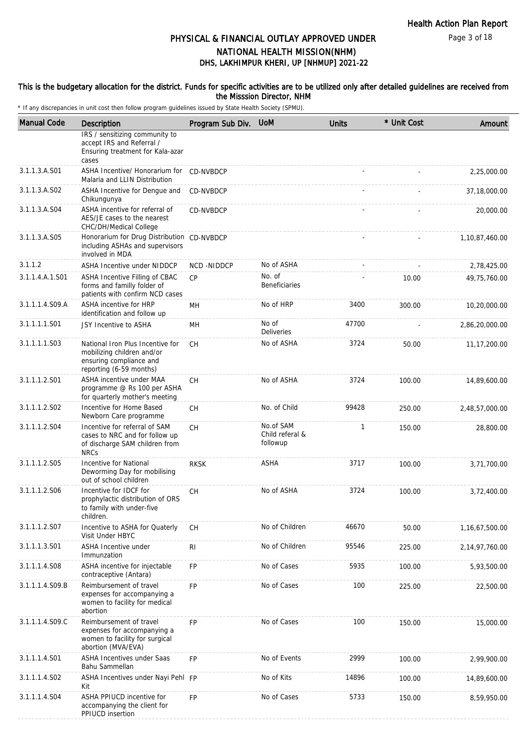# PHYSICAL & FINANCIAL OUTLAY APPROVED UNDER NATIONAL HEALTH MISSION(NHM)
## DHS, LAKHIMPUR KHERI, UP [NHMUP] 2021-22

**This is the budgetary allocation for the district. Funds for specific activities are to be utilized only after detailed guidelines are received from the Misssion Director, NHM**

\* If any discrepancies in unit cost then follow program guidelines issued by State Health Society (SPMU).

| Manual Code | Description | Program Sub Div. | UoM | Units | * Unit Cost | Amount |
|---|---|---|---|---|---|---|
| | IRS / sensitizing community to accept IRS and Referral / Ensuring treatment for Kala-azar cases | | | | | |
| 3.1.1.3.A.S01 | ASHA Incentive/ Honorarium for Malaria and LLIN Distribution | CD-NVBDCP | | - | - | 2,25,000.00 |
| 3.1.1.3.A.S02 | ASHA Incentive for Dengue and Chikungunya | CD-NVBDCP | | - | - | 37,18,000.00 |
| 3.1.1.3.A.S04 | ASHA incentive for referral of AES/JE cases to the nearest CHC/DH/Medical College | CD-NVBDCP | | - | - | 20,000.00 |
| 3.1.1.3.A.S05 | Honorarium for Drug Distribution including ASHAs and supervisors involved in MDA | CD-NVBDCP | | - | - | 1,10,87,460.00 |
| 3.1.1.2 | ASHA Incentive under NIDDCP | NCD -NIDDCP | No of ASHA | - | - | 2,78,425.00 |
| 3.1.1.4.A.1.S01 | ASHA Incentive Filling of CBAC forms and familly folder of patients with confirm NCD cases | CP | No. of Beneficiaries | - | 10.00 | 49,75,760.00 |
| 3.1.1.1.4.S09.A | ASHA incentive for HRP identification and follow up | MH | No of HRP | 3400 | 300.00 | 10,20,000.00 |
| 3.1.1.1.1.S01 | JSY Incentive to ASHA | MH | No of Deliveries | 47700 | - | 2,86,20,000.00 |
| 3.1.1.1.1.S03 | National Iron Plus Incentive for mobilizing children and/or ensuring compliance and reporting (6-59 months) | CH | No of ASHA | 3724 | 50.00 | 11,17,200.00 |
| 3.1.1.1.2.S01 | ASHA incentive under MAA programme @ Rs 100 per ASHA for quarterly mother's meeting | CH | No of ASHA | 3724 | 100.00 | 14,89,600.00 |
| 3.1.1.1.2.S02 | Incentive for Home Based Newborn Care programme | CH | No. of Child | 99428 | 250.00 | 2,48,57,000.00 |
| 3.1.1.1.2.S04 | Incentive for referral of SAM cases to NRC and for follow up of discharge SAM children from NRCs | CH | No.of SAM Child referal & followup | 1 | 150.00 | 28,800.00 |
| 3.1.1.1.2.S05 | Incentive for National Deworming Day for mobilising out of school children | RKSK | ASHA | 3717 | 100.00 | 3,71,700.00 |
| 3.1.1.1.2.S06 | Incentive for IDCF for prophylactic distribution of ORS to family with under-five children. | CH | No of ASHA | 3724 | 100.00 | 3,72,400.00 |
| 3.1.1.1.2.S07 | Incentive to ASHA for Quaterly Visit Under HBYC | CH | No of Children | 46670 | 50.00 | 1,16,67,500.00 |
| 3.1.1.1.3.S01 | ASHA Incentive under Immunzation | RI | No of Children | 95546 | 225.00 | 2,14,97,760.00 |
| 3.1.1.1.4.S08 | ASHA incentive for injectable contraceptive (Antara) | FP | No of Cases | 5935 | 100.00 | 5,93,500.00 |
| 3.1.1.1.4.S09.B | Reimbursement of travel expenses for accompanying a women to facility for medical abortion | FP | No of Cases | 100 | 225.00 | 22,500.00 |
| 3.1.1.1.4.S09.C | Reimbursement of travel expenses for accompanying a women to facility for surgical abortion (MVA/EVA) | FP | No of Cases | 100 | 150.00 | 15,000.00 |
| 3.1.1.1.4.S01 | ASHA Incentives under Saas Bahu Sammellan | FP | No of Events | 2999 | 100.00 | 2,99,900.00 |
| 3.1.1.1.4.S02 | ASHA Incentives under Nayi Pehl Kit | FP | No of Kits | 14896 | 100.00 | 14,89,600.00 |
| 3.1.1.1.4.S04 | ASHA PPIUCD incentive for accompanying the client for PPIUCD insertion | FP | No of Cases | 5733 | 150.00 | 8,59,950.00 |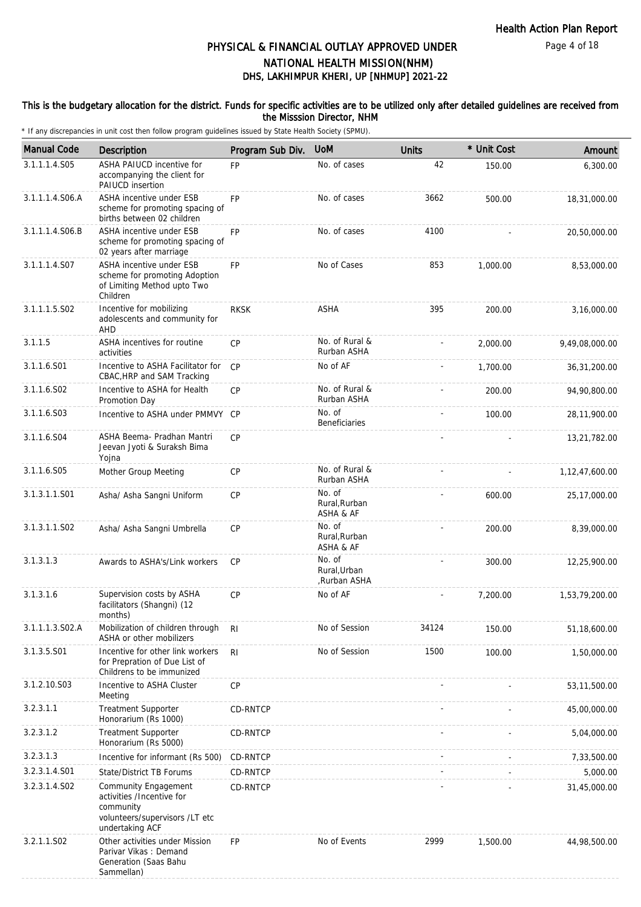# PHYSICAL & FINANCIAL OUTLAY APPROVED UNDER NATIONAL HEALTH MISSION(NHM)

## DHS, LAKHIMPUR KHERI, UP [NHMUP] 2021-22

**This is the budgetary allocation for the district. Funds for specific activities are to be utilized only after detailed guidelines are received from the Misssion Director, NHM**

\* If any discrepancies in unit cost then follow program guidelines issued by State Health Society (SPMU).

| Manual Code | Description | Program Sub Div. | UoM | Units | * Unit Cost | Amount |
|---|---|---|---|---|---|---|
| 3.1.1.1.4.S05 | ASHA PAIUCD incentive for accompanying the client for PAIUCD insertion | FP | No. of cases | 42 | 150.00 | 6,300.00 |
| 3.1.1.1.4.S06.A | ASHA incentive under ESB scheme for promoting spacing of births between 02 children | FP | No. of cases | 3662 | 500.00 | 18,31,000.00 |
| 3.1.1.1.4.S06.B | ASHA incentive under ESB scheme for promoting spacing of 02 years after marriage | FP | No. of cases | 4100 | - | 20,50,000.00 |
| 3.1.1.1.4.S07 | ASHA incentive under ESB scheme for promoting Adoption of Limiting Method upto Two Children | FP | No of Cases | 853 | 1,000.00 | 8,53,000.00 |
| 3.1.1.1.5.S02 | Incentive for mobilizing adolescents and community for AHD | RKSK | ASHA | 395 | 200.00 | 3,16,000.00 |
| 3.1.1.5 | ASHA incentives for routine activities | CP | No. of Rural & Rurban ASHA | - | 2,000.00 | 9,49,08,000.00 |
| 3.1.1.6.S01 | Incentive to ASHA Facilitator for CBAC,HRP and SAM Tracking | CP | No of AF | - | 1,700.00 | 36,31,200.00 |
| 3.1.1.6.S02 | Incentive to ASHA for Health Promotion Day | CP | No. of Rural & Rurban ASHA | - | 200.00 | 94,90,800.00 |
| 3.1.1.6.S03 | Incentive to ASHA under PMMVY | CP | No. of Beneficiaries | - | 100.00 | 28,11,900.00 |
| 3.1.1.6.S04 | ASHA Beema- Pradhan Mantri Jeevan Jyoti & Suraksh Bima Yojna | CP | | - | - | 13,21,782.00 |
| 3.1.1.6.S05 | Mother Group Meeting | CP | No. of Rural & Rurban ASHA | - | - | 1,12,47,600.00 |
| 3.1.3.1.1.S01 | Asha/ Asha Sangni Uniform | CP | No. of Rural,Rurban ASHA & AF | - | 600.00 | 25,17,000.00 |
| 3.1.3.1.1.S02 | Asha/ Asha Sangni Umbrella | CP | No. of Rural,Rurban ASHA & AF | - | 200.00 | 8,39,000.00 |
| 3.1.3.1.3 | Awards to ASHA's/Link workers | CP | No. of Rural,Urban ,Rurban ASHA | - | 300.00 | 12,25,900.00 |
| 3.1.3.1.6 | Supervision costs by ASHA facilitators (Shangni) (12 months) | CP | No of AF | - | 7,200.00 | 1,53,79,200.00 |
| 3.1.1.1.3.S02.A | Mobilization of children through ASHA or other mobilizers | RI | No of Session | 34124 | 150.00 | 51,18,600.00 |
| 3.1.3.5.S01 | Incentive for other link workers for Prepration of Due List of Childrens to be immunized | RI | No of Session | 1500 | 100.00 | 1,50,000.00 |
| 3.1.2.10.S03 | Incentive to ASHA Cluster Meeting | CP | | - | - | 53,11,500.00 |
| 3.2.3.1.1 | Treatment Supporter Honorarium (Rs 1000) | CD-RNTCP | | - | - | 45,00,000.00 |
| 3.2.3.1.2 | Treatment Supporter Honorarium (Rs 5000) | CD-RNTCP | | - | - | 5,04,000.00 |
| 3.2.3.1.3 | Incentive for informant (Rs 500) | CD-RNTCP | | - | - | 7,33,500.00 |
| 3.2.3.1.4.S01 | State/District TB Forums | CD-RNTCP | | - | - | 5,000.00 |
| 3.2.3.1.4.S02 | Community Engagement activities /Incentive for community volunteers/supervisors /LT etc undertaking ACF | CD-RNTCP | | - | - | 31,45,000.00 |
| 3.2.1.1.S02 | Other activities under Mission Parivar Vikas : Demand Generation (Saas Bahu Sammellan) | FP | No of Events | 2999 | 1,500.00 | 44,98,500.00 |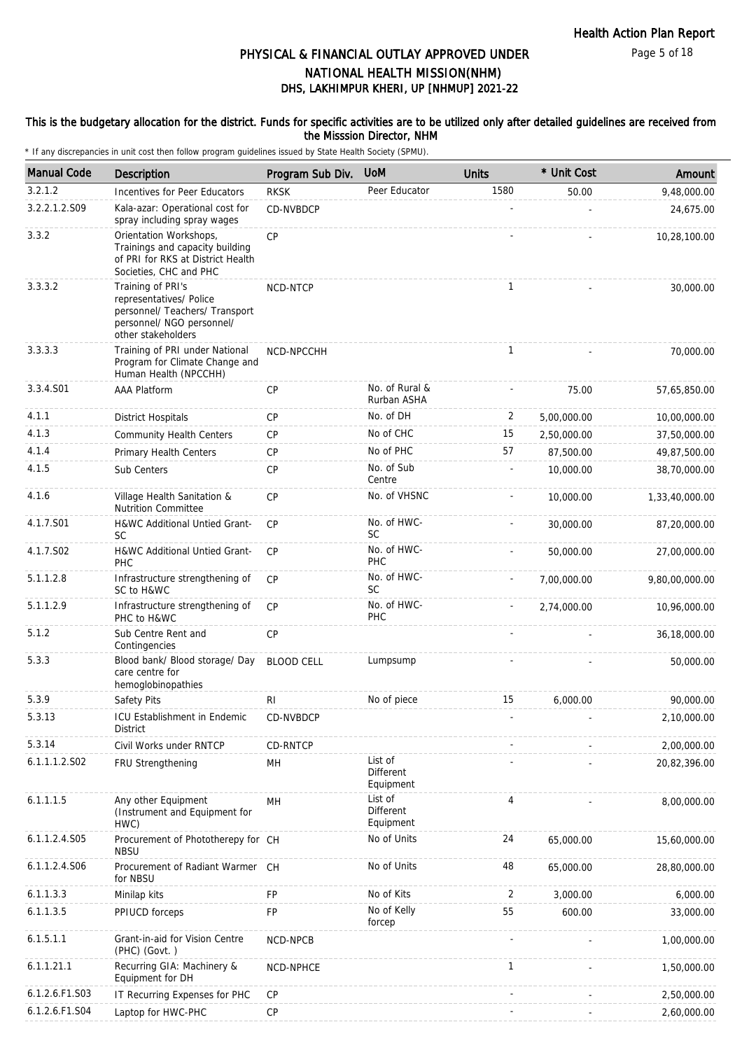# PHYSICAL & FINANCIAL OUTLAY APPROVED UNDER NATIONAL HEALTH MISSION(NHM)

## DHS, LAKHIMPUR KHERI, UP [NHMUP] 2021-22

**This is the budgetary allocation for the district. Funds for specific activities are to be utilized only after detailed guidelines are received from the Misssion Director, NHM**

* If any discrepancies in unit cost then follow program guidelines issued by State Health Society (SPMU).

| Manual Code | Description | Program Sub Div. | UoM | Units | * Unit Cost | Amount |
|---|---|---|---|---|---|---|
| 3.2.1.2 | Incentives for Peer Educators | RKSK | Peer Educator | 1580 | 50.00 | 9,48,000.00 |
| 3.2.2.1.2.S09 | Kala-azar: Operational cost for spray including spray wages | CD-NVBDCP | | - | - | 24,675.00 |
| 3.3.2 | Orientation Workshops, Trainings and capacity building of PRI for RKS at District Health Societies, CHC and PHC | CP | | - | - | 10,28,100.00 |
| 3.3.3.2 | Training of PRI's representatives/ Police personnel/ Teachers/ Transport personnel/ NGO personnel/ other stakeholders | NCD-NTCP | | 1 | - | 30,000.00 |
| 3.3.3.3 | Training of PRI under National Program for Climate Change and Human Health (NPCCHH) | NCD-NPCCHH | | 1 | - | 70,000.00 |
| 3.3.4.S01 | AAA Platform | CP | No. of Rural & Rurban ASHA | - | 75.00 | 57,65,850.00 |
| 4.1.1 | District Hospitals | CP | No. of DH | 2 | 5,00,000.00 | 10,00,000.00 |
| 4.1.3 | Community Health Centers | CP | No of CHC | 15 | 2,50,000.00 | 37,50,000.00 |
| 4.1.4 | Primary Health Centers | CP | No of PHC | 57 | 87,500.00 | 49,87,500.00 |
| 4.1.5 | Sub Centers | CP | No. of Sub Centre | - | 10,000.00 | 38,70,000.00 |
| 4.1.6 | Village Health Sanitation & Nutrition Committee | CP | No. of VHSNC | - | 10,000.00 | 1,33,40,000.00 |
| 4.1.7.S01 | H&WC Additional Untied Grant-SC | CP | No. of HWC-SC | - | 30,000.00 | 87,20,000.00 |
| 4.1.7.S02 | H&WC Additional Untied Grant-PHC | CP | No. of HWC-PHC | - | 50,000.00 | 27,00,000.00 |
| 5.1.1.2.8 | Infrastructure strengthening of SC to H&WC | CP | No. of HWC-SC | - | 7,00,000.00 | 9,80,00,000.00 |
| 5.1.1.2.9 | Infrastructure strengthening of PHC to H&WC | CP | No. of HWC-PHC | - | 2,74,000.00 | 10,96,000.00 |
| 5.1.2 | Sub Centre Rent and Contingencies | CP | | - | - | 36,18,000.00 |
| 5.3.3 | Blood bank/ Blood storage/ Day care centre for hemoglobinopathies | BLOOD CELL | Lumpsump | - | - | 50,000.00 |
| 5.3.9 | Safety Pits | RI | No of piece | 15 | 6,000.00 | 90,000.00 |
| 5.3.13 | ICU Establishment in Endemic District | CD-NVBDCP | | - | - | 2,10,000.00 |
| 5.3.14 | Civil Works under RNTCP | CD-RNTCP | | - | - | 2,00,000.00 |
| 6.1.1.1.2.S02 | FRU Strengthening | MH | List of Different Equipment | - | - | 20,82,396.00 |
| 6.1.1.1.5 | Any other Equipment (Instrument and Equipment for HWC) | MH | List of Different Equipment | 4 | - | 8,00,000.00 |
| 6.1.1.2.4.S05 | Procurement of Phototherepy for NBSU | CH | No of Units | 24 | 65,000.00 | 15,60,000.00 |
| 6.1.1.2.4.S06 | Procurement of Radiant Warmer for NBSU | CH | No of Units | 48 | 65,000.00 | 28,80,000.00 |
| 6.1.1.3.3 | Minilap kits | FP | No of Kits | 2 | 3,000.00 | 6,000.00 |
| 6.1.1.3.5 | PPIUCD forceps | FP | No of Kelly forcep | 55 | 600.00 | 33,000.00 |
| 6.1.5.1.1 | Grant-in-aid for Vision Centre (PHC) (Govt. ) | NCD-NPCB | | - | - | 1,00,000.00 |
| 6.1.1.21.1 | Recurring GIA: Machinery & Equipment for DH | NCD-NPHCE | | 1 | - | 1,50,000.00 |
| 6.1.2.6.F1.S03 | IT Recurring Expenses for PHC | CP | | - | - | 2,50,000.00 |
| 6.1.2.6.F1.S04 | Laptop for HWC-PHC | CP | | - | - | 2,60,000.00 |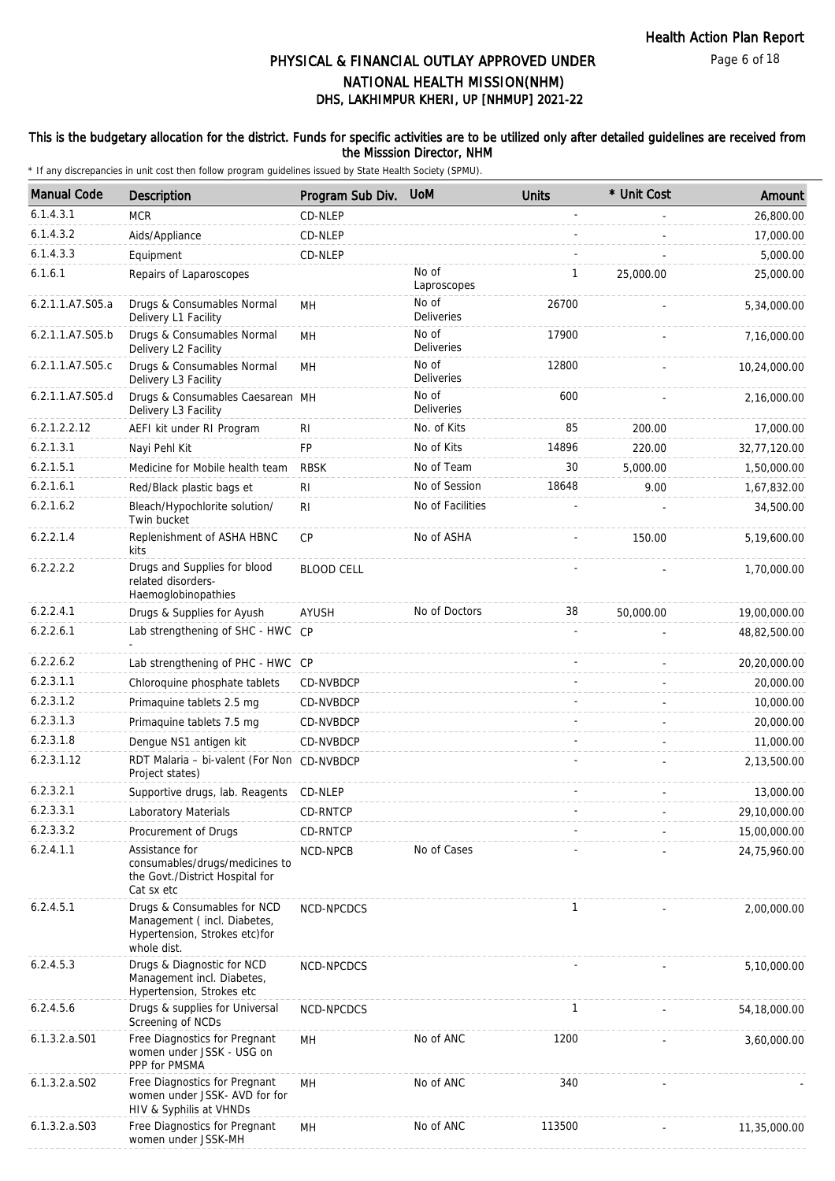# PHYSICAL & FINANCIAL OUTLAY APPROVED UNDER NATIONAL HEALTH MISSION(NHM)

## DHS, LAKHIMPUR KHERI, UP [NHMUP] 2021-22

**This is the budgetary allocation for the district. Funds for specific activities are to be utilized only after detailed guidelines are received from the Misssion Director, NHM**

* If any discrepancies in unit cost then follow program guidelines issued by State Health Society (SPMU).

| Manual Code | Description | Program Sub Div. | UoM | Units | * Unit Cost | Amount |
|---|---|---|---|---|---|---|
| 6.1.4.3.1 | MCR | CD-NLEP | | - | - | 26,800.00 |
| 6.1.4.3.2 | Aids/Appliance | CD-NLEP | | - | - | 17,000.00 |
| 6.1.4.3.3 | Equipment | CD-NLEP | | - | - | 5,000.00 |
| 6.1.6.1 | Repairs of Laparoscopes | | No of Laproscopes | 1 | 25,000.00 | 25,000.00 |
| 6.2.1.1.A7.S05.a | Drugs & Consumables Normal Delivery L1 Facility | MH | No of Deliveries | 26700 | - | 5,34,000.00 |
| 6.2.1.1.A7.S05.b | Drugs & Consumables Normal Delivery L2 Facility | MH | No of Deliveries | 17900 | - | 7,16,000.00 |
| 6.2.1.1.A7.S05.c | Drugs & Consumables Normal Delivery L3 Facility | MH | No of Deliveries | 12800 | - | 10,24,000.00 |
| 6.2.1.1.A7.S05.d | Drugs & Consumables Caesarean Delivery L3 Facility | MH | No of Deliveries | 600 | - | 2,16,000.00 |
| 6.2.1.2.2.12 | AEFI kit under RI Program | RI | No. of Kits | 85 | 200.00 | 17,000.00 |
| 6.2.1.3.1 | Nayi Pehl Kit | FP | No of Kits | 14896 | 220.00 | 32,77,120.00 |
| 6.2.1.5.1 | Medicine for Mobile health team | RBSK | No of Team | 30 | 5,000.00 | 1,50,000.00 |
| 6.2.1.6.1 | Red/Black plastic bags et | RI | No of Session | 18648 | 9.00 | 1,67,832.00 |
| 6.2.1.6.2 | Bleach/Hypochlorite solution/ Twin bucket | RI | No of Facilities | - | - | 34,500.00 |
| 6.2.2.1.4 | Replenishment of ASHA HBNC kits | CP | No of ASHA | - | 150.00 | 5,19,600.00 |
| 6.2.2.2.2 | Drugs and Supplies for blood related disorders-Haemoglobinopathies | BLOOD CELL | | - | - | 1,70,000.00 |
| 6.2.2.4.1 | Drugs & Supplies for Ayush | AYUSH | No of Doctors | 38 | 50,000.00 | 19,00,000.00 |
| 6.2.2.6.1 | Lab strengthening of SHC - HWC - | CP | | - | - | 48,82,500.00 |
| 6.2.2.6.2 | Lab strengthening of PHC - HWC | CP | | - | - | 20,20,000.00 |
| 6.2.3.1.1 | Chloroquine phosphate tablets | CD-NVBDCP | | - | - | 20,000.00 |
| 6.2.3.1.2 | Primaquine tablets 2.5 mg | CD-NVBDCP | | - | - | 10,000.00 |
| 6.2.3.1.3 | Primaquine tablets 7.5 mg | CD-NVBDCP | | - | - | 20,000.00 |
| 6.2.3.1.8 | Dengue NS1 antigen kit | CD-NVBDCP | | - | - | 11,000.00 |
| 6.2.3.1.12 | RDT Malaria – bi-valent (For Non Project states) | CD-NVBDCP | | - | - | 2,13,500.00 |
| 6.2.3.2.1 | Supportive drugs, lab. Reagents | CD-NLEP | | - | - | 13,000.00 |
| 6.2.3.3.1 | Laboratory Materials | CD-RNTCP | | - | - | 29,10,000.00 |
| 6.2.3.3.2 | Procurement of Drugs | CD-RNTCP | | - | - | 15,00,000.00 |
| 6.2.4.1.1 | Assistance for consumables/drugs/medicines to the Govt./District Hospital for Cat sx etc | NCD-NPCB | No of Cases | - | - | 24,75,960.00 |
| 6.2.4.5.1 | Drugs & Consumables for NCD Management ( incl. Diabetes, Hypertension, Strokes etc)for whole dist. | NCD-NPCDCS | | 1 | - | 2,00,000.00 |
| 6.2.4.5.3 | Drugs & Diagnostic for NCD Management incl. Diabetes, Hypertension, Strokes etc | NCD-NPCDCS | | - | - | 5,10,000.00 |
| 6.2.4.5.6 | Drugs & supplies for Universal Screening of NCDs | NCD-NPCDCS | | 1 | - | 54,18,000.00 |
| 6.1.3.2.a.S01 | Free Diagnostics for Pregnant women under JSSK - USG on PPP for PMSMA | MH | No of ANC | 1200 | - | 3,60,000.00 |
| 6.1.3.2.a.S02 | Free Diagnostics for Pregnant women under JSSK- AVD for for HIV & Syphilis at VHNDs | MH | No of ANC | 340 | - | - |
| 6.1.3.2.a.S03 | Free Diagnostics for Pregnant women under JSSK-MH | MH | No of ANC | 113500 | - | 11,35,000.00 |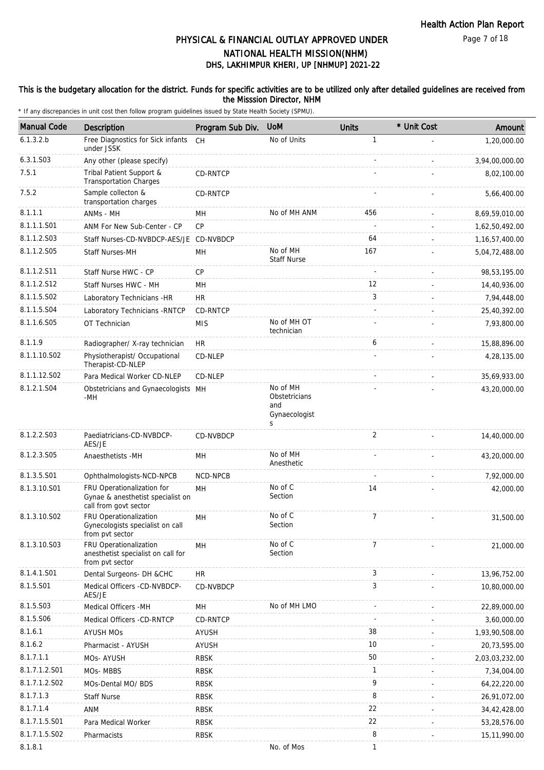# PHYSICAL & FINANCIAL OUTLAY APPROVED UNDER NATIONAL HEALTH MISSION(NHM)

## DHS, LAKHIMPUR KHERI, UP [NHMUP] 2021-22

**This is the budgetary allocation for the district. Funds for specific activities are to be utilized only after detailed guidelines are received from the Misssion Director, NHM**

\* If any discrepancies in unit cost then follow program guidelines issued by State Health Society (SPMU).

| Manual Code | Description | Program Sub Div. | UoM | Units | * Unit Cost | Amount |
|---|---|---|---|---|---|---|
| 6.1.3.2.b | Free Diagnostics for Sick infants under JSSK | CH | No of Units | 1 | - | 1,20,000.00 |
| 6.3.1.S03 | Any other (please specify) | | | - | - | 3,94,00,000.00 |
| 7.5.1 | Tribal Patient Support & Transportation Charges | CD-RNTCP | | - | - | 8,02,100.00 |
| 7.5.2 | Sample collecton & transportation charges | CD-RNTCP | | - | - | 5,66,400.00 |
| 8.1.1.1 | ANMs - MH | MH | No of MH ANM | 456 | - | 8,69,59,010.00 |
| 8.1.1.1.S01 | ANM For New Sub-Center - CP | CP | | - | - | 1,62,50,492.00 |
| 8.1.1.2.S03 | Staff Nurses-CD-NVBDCP-AES/JE | CD-NVBDCP | | 64 | - | 1,16,57,400.00 |
| 8.1.1.2.S05 | Staff Nurses-MH | MH | No of MH Staff Nurse | 167 | - | 5,04,72,488.00 |
| 8.1.1.2.S11 | Staff Nurse HWC - CP | CP | | - | - | 98,53,195.00 |
| 8.1.1.2.S12 | Staff Nurses HWC - MH | MH | | 12 | - | 14,40,936.00 |
| 8.1.1.5.S02 | Laboratory Technicians -HR | HR | | 3 | - | 7,94,448.00 |
| 8.1.1.5.S04 | Laboratory Technicians -RNTCP | CD-RNTCP | | - | - | 25,40,392.00 |
| 8.1.1.6.S05 | OT Technician | MIS | No of MH OT technician | - | - | 7,93,800.00 |
| 8.1.1.9 | Radiographer/ X-ray technician | HR | | 6 | - | 15,88,896.00 |
| 8.1.1.10.S02 | Physiotherapist/ Occupational Therapist-CD-NLEP | CD-NLEP | | - | - | 4,28,135.00 |
| 8.1.1.12.S02 | Para Medical Worker CD-NLEP | CD-NLEP | | - | - | 35,69,933.00 |
| 8.1.2.1.S04 | Obstetricians and Gynaecologists -MH | MH | No of MH Obstetricians and Gynaecologists | - | - | 43,20,000.00 |
| 8.1.2.2.S03 | Paediatricians-CD-NVBDCP-AES/JE | CD-NVBDCP | | 2 | - | 14,40,000.00 |
| 8.1.2.3.S05 | Anaesthetists -MH | MH | No of MH Anesthetic | - | - | 43,20,000.00 |
| 8.1.3.5.S01 | Ophthalmologists-NCD-NPCB | NCD-NPCB | | - | - | 7,92,000.00 |
| 8.1.3.10.S01 | FRU Operationalization for Gynae & anesthetist specialist on call from govt sector | MH | No of C Section | 14 | - | 42,000.00 |
| 8.1.3.10.S02 | FRU Operationalization Gynecologists specialist on call from pvt sector | MH | No of C Section | 7 | - | 31,500.00 |
| 8.1.3.10.S03 | FRU Operationalization anesthetist specialist on call for from pvt sector | MH | No of C Section | 7 | - | 21,000.00 |
| 8.1.4.1.S01 | Dental Surgeons- DH &CHC | HR | | 3 | - | 13,96,752.00 |
| 8.1.5.S01 | Medical Officers -CD-NVBDCP-AES/JE | CD-NVBDCP | | 3 | - | 10,80,000.00 |
| 8.1.5.S03 | Medical Officers -MH | MH | No of MH LMO | - | - | 22,89,000.00 |
| 8.1.5.S06 | Medical Officers -CD-RNTCP | CD-RNTCP | | - | - | 3,60,000.00 |
| 8.1.6.1 | AYUSH MOs | AYUSH | | 38 | - | 1,93,90,508.00 |
| 8.1.6.2 | Pharmacist - AYUSH | AYUSH | | 10 | - | 20,73,595.00 |
| 8.1.7.1.1 | MOs- AYUSH | RBSK | | 50 | - | 2,03,03,232.00 |
| 8.1.7.1.2.S01 | MOs- MBBS | RBSK | | 1 | - | 7,34,004.00 |
| 8.1.7.1.2.S02 | MOs-Dental MO/ BDS | RBSK | | 9 | - | 64,22,220.00 |
| 8.1.7.1.3 | Staff Nurse | RBSK | | 8 | - | 26,91,072.00 |
| 8.1.7.1.4 | ANM | RBSK | | 22 | - | 34,42,428.00 |
| 8.1.7.1.5.S01 | Para Medical Worker | RBSK | | 22 | - | 53,28,576.00 |
| 8.1.7.1.5.S02 | Pharmacists | RBSK | | 8 | - | 15,11,990.00 |
| 8.1.8.1 | | | No. of Mos | 1 | | |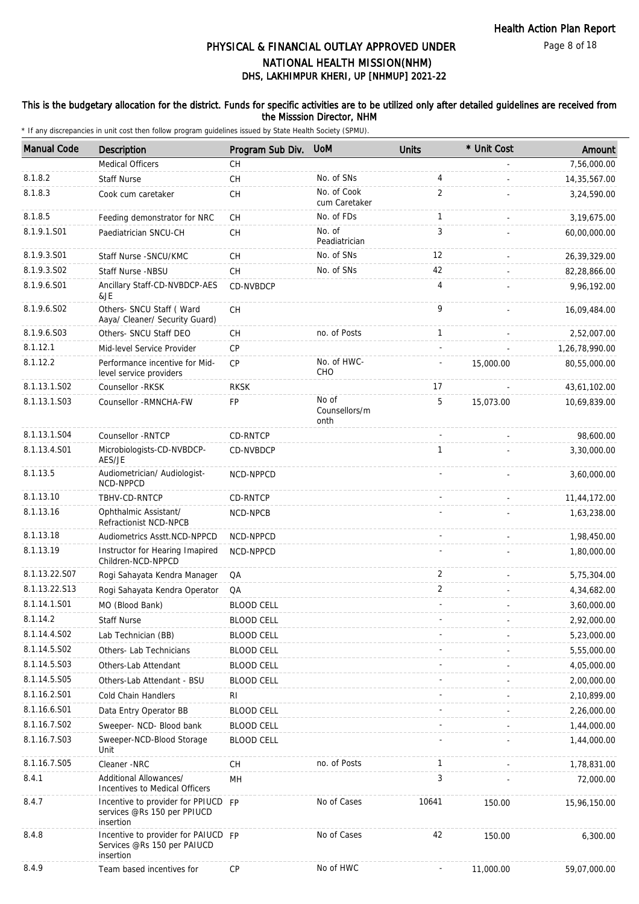# PHYSICAL & FINANCIAL OUTLAY APPROVED UNDER NATIONAL HEALTH MISSION(NHM)

## DHS, LAKHIMPUR KHERI, UP [NHMUP] 2021-22

**This is the budgetary allocation for the district. Funds for specific activities are to be utilized only after detailed guidelines are received from the Misssion Director, NHM**

\* If any discrepancies in unit cost then follow program guidelines issued by State Health Society (SPMU).

| Manual Code | Description | Program Sub Div. | UoM | Units | * Unit Cost | Amount |
|---|---|---|---|---|---|---|
| | Medical Officers | CH | | | - | 7,56,000.00 |
| 8.1.8.2 | Staff Nurse | CH | No. of SNs | 4 | - | 14,35,567.00 |
| 8.1.8.3 | Cook cum caretaker | CH | No. of Cook cum Caretaker | 2 | - | 3,24,590.00 |
| 8.1.8.5 | Feeding demonstrator for NRC | CH | No. of FDs | 1 | - | 3,19,675.00 |
| 8.1.9.1.S01 | Paediatrician SNCU-CH | CH | No. of Peadiatrician | 3 | - | 60,00,000.00 |
| 8.1.9.3.S01 | Staff Nurse -SNCU/KMC | CH | No. of SNs | 12 | - | 26,39,329.00 |
| 8.1.9.3.S02 | Staff Nurse -NBSU | CH | No. of SNs | 42 | - | 82,28,866.00 |
| 8.1.9.6.S01 | Ancillary Staff-CD-NVBDCP-AES &JE | CD-NVBDCP | | 4 | - | 9,96,192.00 |
| 8.1.9.6.S02 | Others- SNCU Staff ( Ward Aaya/ Cleaner/ Security Guard) | CH | | 9 | - | 16,09,484.00 |
| 8.1.9.6.S03 | Others- SNCU Staff DEO | CH | no. of Posts | 1 | - | 2,52,007.00 |
| 8.1.12.1 | Mid-level Service Provider | CP | | - | - | 1,26,78,990.00 |
| 8.1.12.2 | Performance incentive for Mid-level service providers | CP | No. of HWC-CHO | - | 15,000.00 | 80,55,000.00 |
| 8.1.13.1.S02 | Counsellor -RKSK | RKSK | | 17 | - | 43,61,102.00 |
| 8.1.13.1.S03 | Counsellor -RMNCHA-FW | FP | No of Counsellors/month | 5 | 15,073.00 | 10,69,839.00 |
| 8.1.13.1.S04 | Counsellor -RNTCP | CD-RNTCP | | - | - | 98,600.00 |
| 8.1.13.4.S01 | Microbiologists-CD-NVBDCP-AES/JE | CD-NVBDCP | | 1 | - | 3,30,000.00 |
| 8.1.13.5 | Audiometrician/ Audiologist-NCD-NPPCD | NCD-NPPCD | | - | - | 3,60,000.00 |
| 8.1.13.10 | TBHV-CD-RNTCP | CD-RNTCP | | - | - | 11,44,172.00 |
| 8.1.13.16 | Ophthalmic Assistant/ Refractionist NCD-NPCB | NCD-NPCB | | - | - | 1,63,238.00 |
| 8.1.13.18 | Audiometrics Asstt.NCD-NPPCD | NCD-NPPCD | | - | - | 1,98,450.00 |
| 8.1.13.19 | Instructor for Hearing Imapired Children-NCD-NPPCD | NCD-NPPCD | | - | - | 1,80,000.00 |
| 8.1.13.22.S07 | Rogi Sahayata Kendra Manager | QA | | 2 | - | 5,75,304.00 |
| 8.1.13.22.S13 | Rogi Sahayata Kendra Operator | QA | | 2 | - | 4,34,682.00 |
| 8.1.14.1.S01 | MO (Blood Bank) | BLOOD CELL | | - | - | 3,60,000.00 |
| 8.1.14.2 | Staff Nurse | BLOOD CELL | | - | - | 2,92,000.00 |
| 8.1.14.4.S02 | Lab Technician (BB) | BLOOD CELL | | - | - | 5,23,000.00 |
| 8.1.14.5.S02 | Others- Lab Technicians | BLOOD CELL | | - | - | 5,55,000.00 |
| 8.1.14.5.S03 | Others-Lab Attendant | BLOOD CELL | | - | - | 4,05,000.00 |
| 8.1.14.5.S05 | Others-Lab Attendant - BSU | BLOOD CELL | | - | - | 2,00,000.00 |
| 8.1.16.2.S01 | Cold Chain Handlers | RI | | - | - | 2,10,899.00 |
| 8.1.16.6.S01 | Data Entry Operator BB | BLOOD CELL | | - | - | 2,26,000.00 |
| 8.1.16.7.S02 | Sweeper- NCD- Blood bank | BLOOD CELL | | - | - | 1,44,000.00 |
| 8.1.16.7.S03 | Sweeper-NCD-Blood Storage Unit | BLOOD CELL | | - | - | 1,44,000.00 |
| 8.1.16.7.S05 | Cleaner -NRC | CH | no. of Posts | 1 | - | 1,78,831.00 |
| 8.4.1 | Additional Allowances/ Incentives to Medical Officers | MH | | 3 | - | 72,000.00 |
| 8.4.7 | Incentive to provider for PPIUCD services @Rs 150 per PPIUCD insertion | FP | No of Cases | 10641 | 150.00 | 15,96,150.00 |
| 8.4.8 | Incentive to provider for PAIUCD Services @Rs 150 per PAIUCD insertion | FP | No of Cases | 42 | 150.00 | 6,300.00 |
| 8.4.9 | Team based incentives for | CP | No of HWC | - | 11,000.00 | 59,07,000.00 |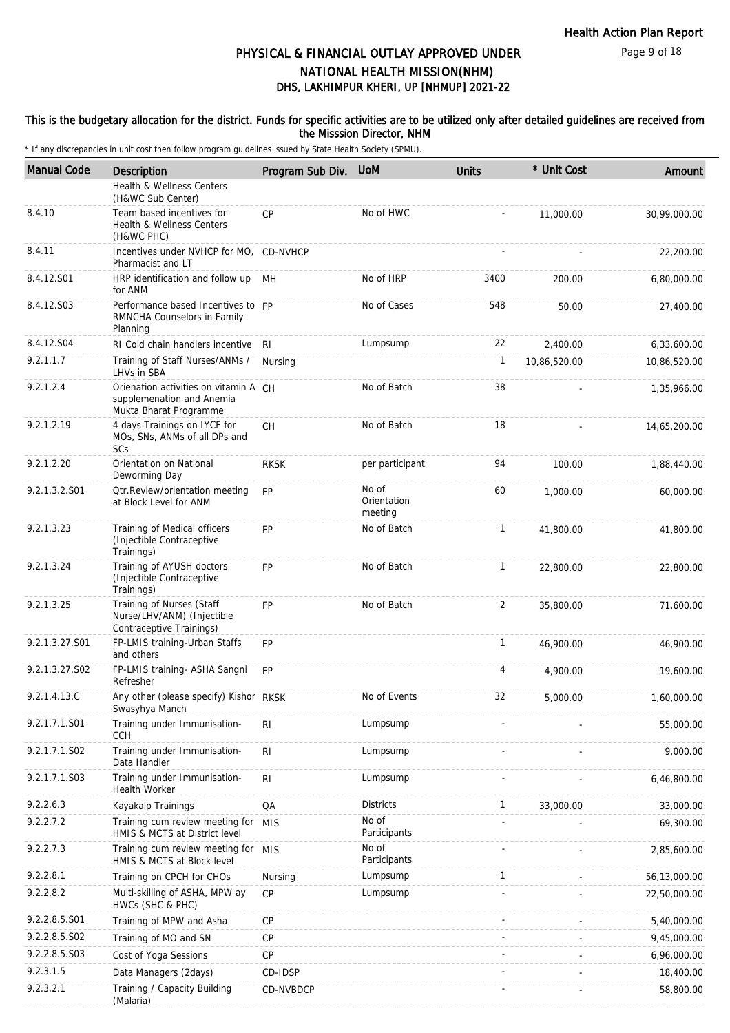# PHYSICAL & FINANCIAL OUTLAY APPROVED UNDER NATIONAL HEALTH MISSION(NHM)

## DHS, LAKHIMPUR KHERI, UP [NHMUP] 2021-22

**This is the budgetary allocation for the district. Funds for specific activities are to be utilized only after detailed guidelines are received from the Misssion Director, NHM**

\* If any discrepancies in unit cost then follow program guidelines issued by State Health Society (SPMU).

| Manual Code | Description | Program Sub Div. | UoM | Units | * Unit Cost | Amount |
|---|---|---|---|---|---|---|
| | Health & Wellness Centers (H&WC Sub Center) | | | | | |
| 8.4.10 | Team based incentives for Health & Wellness Centers (H&WC PHC) | CP | No of HWC | - | 11,000.00 | 30,99,000.00 |
| 8.4.11 | Incentives under NVHCP for MO, Pharmacist and LT | CD-NVHCP | | - | - | 22,200.00 |
| 8.4.12.S01 | HRP identification and follow up for ANM | MH | No of HRP | 3400 | 200.00 | 6,80,000.00 |
| 8.4.12.S03 | Performance based Incentives to RMNCHA Counselors in Family Planning | FP | No of Cases | 548 | 50.00 | 27,400.00 |
| 8.4.12.S04 | RI Cold chain handlers incentive | RI | Lumpsump | 22 | 2,400.00 | 6,33,600.00 |
| 9.2.1.1.7 | Training of Staff Nurses/ANMs / LHVs in SBA | Nursing | | 1 | 10,86,520.00 | 10,86,520.00 |
| 9.2.1.2.4 | Orienation activities on vitamin A supplemenation and Anemia Mukta Bharat Programme | CH | No of Batch | 38 | - | 1,35,966.00 |
| 9.2.1.2.19 | 4 days Trainings on IYCF for MOs, SNs, ANMs of all DPs and SCs | CH | No of Batch | 18 | - | 14,65,200.00 |
| 9.2.1.2.20 | Orientation on National Deworming Day | RKSK | per participant | 94 | 100.00 | 1,88,440.00 |
| 9.2.1.3.2.S01 | Qtr.Review/orientation meeting at Block Level for ANM | FP | No of Orientation meeting | 60 | 1,000.00 | 60,000.00 |
| 9.2.1.3.23 | Training of Medical officers (Injectible Contraceptive Trainings) | FP | No of Batch | 1 | 41,800.00 | 41,800.00 |
| 9.2.1.3.24 | Training of AYUSH doctors (Injectible Contraceptive Trainings) | FP | No of Batch | 1 | 22,800.00 | 22,800.00 |
| 9.2.1.3.25 | Training of Nurses (Staff Nurse/LHV/ANM) (Injectible Contraceptive Trainings) | FP | No of Batch | 2 | 35,800.00 | 71,600.00 |
| 9.2.1.3.27.S01 | FP-LMIS training-Urban Staffs and others | FP | | 1 | 46,900.00 | 46,900.00 |
| 9.2.1.3.27.S02 | FP-LMIS training- ASHA Sangni Refresher | FP | | 4 | 4,900.00 | 19,600.00 |
| 9.2.1.4.13.C | Any other (please specify) Kishor Swasyhya Manch | RKSK | No of Events | 32 | 5,000.00 | 1,60,000.00 |
| 9.2.1.7.1.S01 | Training under Immunisation-CCH | RI | Lumpsump | - | - | 55,000.00 |
| 9.2.1.7.1.S02 | Training under Immunisation-Data Handler | RI | Lumpsump | - | - | 9,000.00 |
| 9.2.1.7.1.S03 | Training under Immunisation-Health Worker | RI | Lumpsump | - | - | 6,46,800.00 |
| 9.2.2.6.3 | Kayakalp Trainings | QA | Districts | 1 | 33,000.00 | 33,000.00 |
| 9.2.2.7.2 | Training cum review meeting for HMIS & MCTS at District level | MIS | No of Participants | - | - | 69,300.00 |
| 9.2.2.7.3 | Training cum review meeting for HMIS & MCTS at Block level | MIS | No of Participants | - | - | 2,85,600.00 |
| 9.2.2.8.1 | Training on CPCH for CHOs | Nursing | Lumpsump | 1 | - | 56,13,000.00 |
| 9.2.2.8.2 | Multi-skilling of ASHA, MPW ay HWCs (SHC & PHC) | CP | Lumpsump | - | - | 22,50,000.00 |
| 9.2.2.8.5.S01 | Training of MPW and Asha | CP | | - | - | 5,40,000.00 |
| 9.2.2.8.5.S02 | Training of MO and SN | CP | | - | - | 9,45,000.00 |
| 9.2.2.8.5.S03 | Cost of Yoga Sessions | CP | | - | - | 6,96,000.00 |
| 9.2.3.1.5 | Data Managers (2days) | CD-IDSP | | - | - | 18,400.00 |
| 9.2.3.2.1 | Training / Capacity Building (Malaria) | CD-NVBDCP | | - | - | 58,800.00 |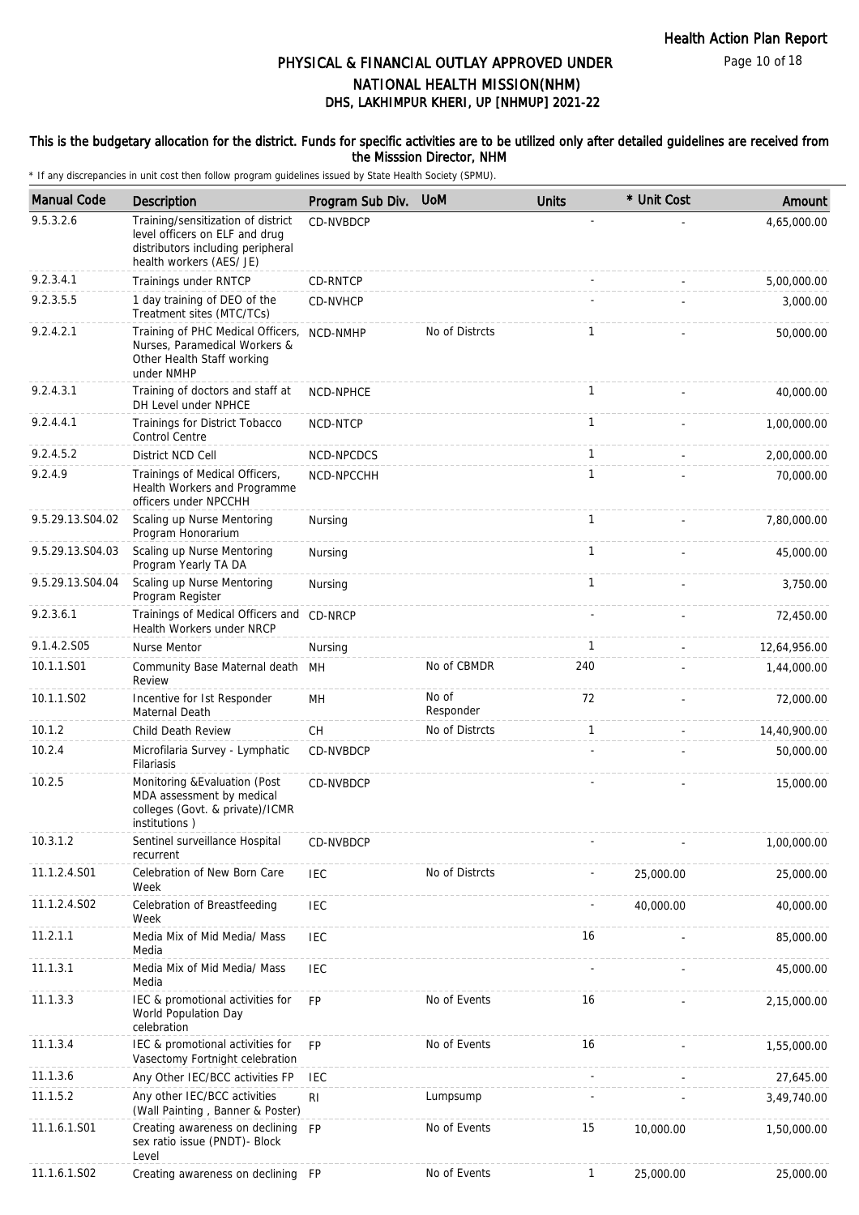# PHYSICAL & FINANCIAL OUTLAY APPROVED UNDER NATIONAL HEALTH MISSION(NHM)

## DHS, LAKHIMPUR KHERI, UP [NHMUP] 2021-22

**This is the budgetary allocation for the district. Funds for specific activities are to be utilized only after detailed guidelines are received from the Misssion Director, NHM**

\* If any discrepancies in unit cost then follow program guidelines issued by State Health Society (SPMU).

| Manual Code | Description | Program Sub Div. | UoM | Units | * Unit Cost | Amount |
|---|---|---|---|---|---|---|
| 9.5.3.2.6 | Training/sensitization of district level officers on ELF and drug distributors including peripheral health workers (AES/ JE) | CD-NVBDCP | | - | - | 4,65,000.00 |
| 9.2.3.4.1 | Trainings under RNTCP | CD-RNTCP | | - | - | 5,00,000.00 |
| 9.2.3.5.5 | 1 day training of DEO of the Treatment sites (MTC/TCs) | CD-NVHCP | | - | - | 3,000.00 |
| 9.2.4.2.1 | Training of PHC Medical Officers, Nurses, Paramedical Workers & Other Health Staff working under NMHP | NCD-NMHP | No of Distrcts | 1 | - | 50,000.00 |
| 9.2.4.3.1 | Training of doctors and staff at DH Level under NPHCE | NCD-NPHCE | | 1 | - | 40,000.00 |
| 9.2.4.4.1 | Trainings for District Tobacco Control Centre | NCD-NTCP | | 1 | - | 1,00,000.00 |
| 9.2.4.5.2 | District NCD Cell | NCD-NPCDCS | | 1 | - | 2,00,000.00 |
| 9.2.4.9 | Trainings of Medical Officers, Health Workers and Programme officers under NPCCHH | NCD-NPCCHH | | 1 | - | 70,000.00 |
| 9.5.29.13.S04.02 | Scaling up Nurse Mentoring Program Honorarium | Nursing | | 1 | - | 7,80,000.00 |
| 9.5.29.13.S04.03 | Scaling up Nurse Mentoring Program Yearly TA DA | Nursing | | 1 | - | 45,000.00 |
| 9.5.29.13.S04.04 | Scaling up Nurse Mentoring Program Register | Nursing | | 1 | - | 3,750.00 |
| 9.2.3.6.1 | Trainings of Medical Officers and Health Workers under NRCP | CD-NRCP | | - | - | 72,450.00 |
| 9.1.4.2.S05 | Nurse Mentor | Nursing | | 1 | - | 12,64,956.00 |
| 10.1.1.S01 | Community Base Maternal death Review | MH | No of CBMDR | 240 | - | 1,44,000.00 |
| 10.1.1.S02 | Incentive for Ist Responder Maternal Death | MH | No of Responder | 72 | - | 72,000.00 |
| 10.1.2 | Child Death Review | CH | No of Distrcts | 1 | - | 14,40,900.00 |
| 10.2.4 | Microfilaria Survey - Lymphatic Filariasis | CD-NVBDCP | | - | - | 50,000.00 |
| 10.2.5 | Monitoring &Evaluation (Post MDA assessment by medical colleges (Govt. & private)/ICMR institutions ) | CD-NVBDCP | | - | - | 15,000.00 |
| 10.3.1.2 | Sentinel surveillance Hospital recurrent | CD-NVBDCP | | - | - | 1,00,000.00 |
| 11.1.2.4.S01 | Celebration of New Born Care Week | IEC | No of Distrcts | - | 25,000.00 | 25,000.00 |
| 11.1.2.4.S02 | Celebration of Breastfeeding Week | IEC | | - | 40,000.00 | 40,000.00 |
| 11.2.1.1 | Media Mix of Mid Media/ Mass Media | IEC | | 16 | - | 85,000.00 |
| 11.1.3.1 | Media Mix of Mid Media/ Mass Media | IEC | | - | - | 45,000.00 |
| 11.1.3.3 | IEC & promotional activities for World Population Day celebration | FP | No of Events | 16 | - | 2,15,000.00 |
| 11.1.3.4 | IEC & promotional activities for Vasectomy Fortnight celebration | FP | No of Events | 16 | - | 1,55,000.00 |
| 11.1.3.6 | Any Other IEC/BCC activities FP | IEC | | - | - | 27,645.00 |
| 11.1.5.2 | Any other IEC/BCC activities (Wall Painting , Banner & Poster) | RI | Lumpsump | - | - | 3,49,740.00 |
| 11.1.6.1.S01 | Creating awareness on declining sex ratio issue (PNDT)- Block Level | FP | No of Events | 15 | 10,000.00 | 1,50,000.00 |
| 11.1.6.1.S02 | Creating awareness on declining | FP | No of Events | 1 | 25,000.00 | 25,000.00 |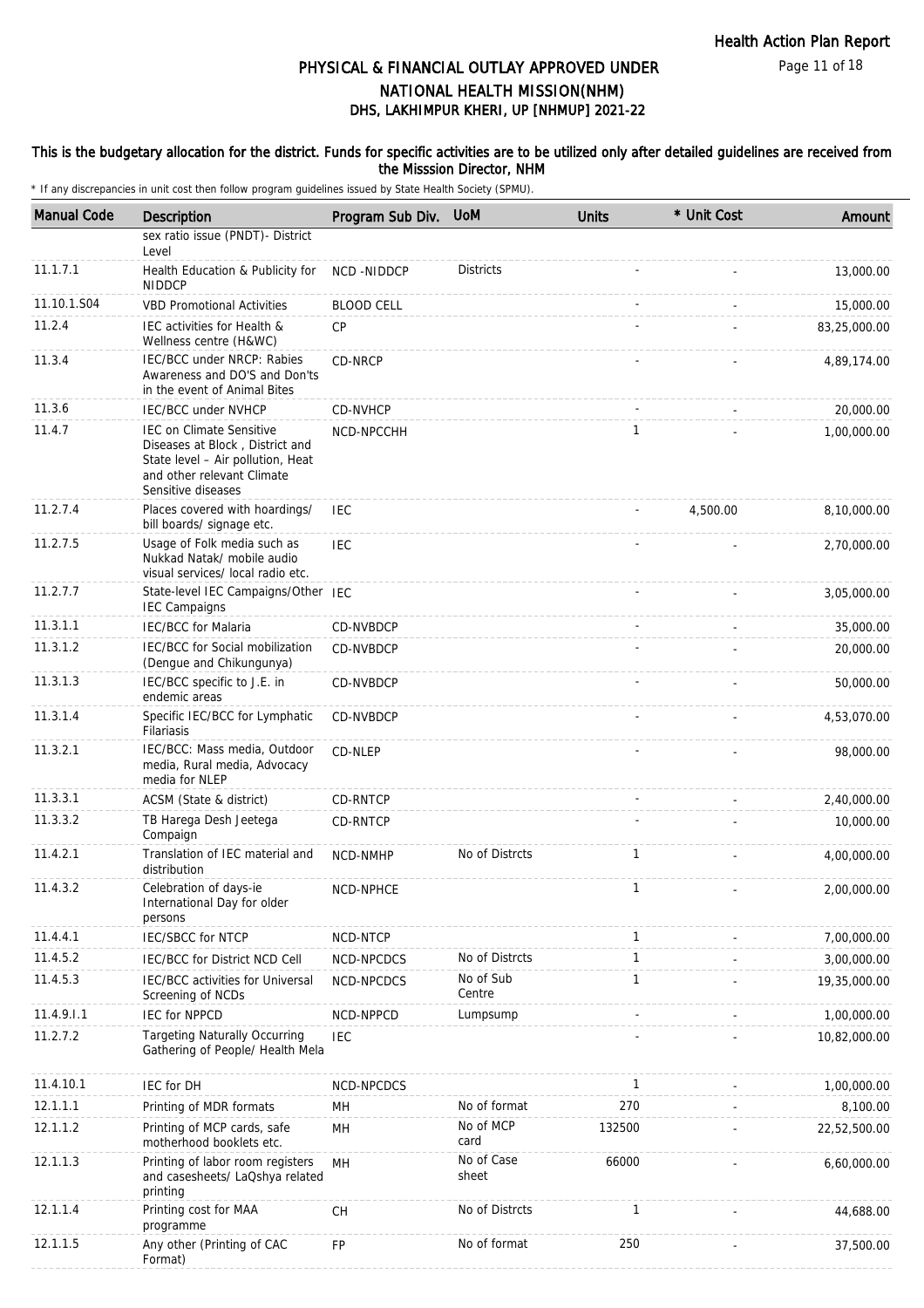# PHYSICAL & FINANCIAL OUTLAY APPROVED UNDER NATIONAL HEALTH MISSION(NHM)
## DHS, LAKHIMPUR KHERI, UP [NHMUP] 2021-22

**This is the budgetary allocation for the district. Funds for specific activities are to be utilized only after detailed guidelines are received from the Misssion Director, NHM**

\* If any discrepancies in unit cost then follow program guidelines issued by State Health Society (SPMU).

| Manual Code | Description | Program Sub Div. | UoM | Units | * Unit Cost | Amount |
|---|---|---|---|---|---|---|
| | sex ratio issue (PNDT)- District Level | | | | | |
| 11.1.7.1 | Health Education & Publicity for NIDDCP | NCD -NIDDCP | Districts | - | - | 13,000.00 |
| 11.10.1.S04 | VBD Promotional Activities | BLOOD CELL | | - | - | 15,000.00 |
| 11.2.4 | IEC activities for Health & Wellness centre (H&WC) | CP | | - | - | 83,25,000.00 |
| 11.3.4 | IEC/BCC under NRCP: Rabies Awareness and DO'S and Don'ts in the event of Animal Bites | CD-NRCP | | - | - | 4,89,174.00 |
| 11.3.6 | IEC/BCC under NVHCP | CD-NVHCP | | - | - | 20,000.00 |
| 11.4.7 | IEC on Climate Sensitive Diseases at Block , District and State level – Air pollution, Heat and other relevant Climate Sensitive diseases | NCD-NPCCHH | | 1 | - | 1,00,000.00 |
| 11.2.7.4 | Places covered with hoardings/ bill boards/ signage etc. | IEC | | - | 4,500.00 | 8,10,000.00 |
| 11.2.7.5 | Usage of Folk media such as Nukkad Natak/ mobile audio visual services/ local radio etc. | IEC | | - | - | 2,70,000.00 |
| 11.2.7.7 | State-level IEC Campaigns/Other IEC Campaigns | IEC | | - | - | 3,05,000.00 |
| 11.3.1.1 | IEC/BCC for Malaria | CD-NVBDCP | | - | - | 35,000.00 |
| 11.3.1.2 | IEC/BCC for Social mobilization (Dengue and Chikungunya) | CD-NVBDCP | | - | - | 20,000.00 |
| 11.3.1.3 | IEC/BCC specific to J.E. in endemic areas | CD-NVBDCP | | - | - | 50,000.00 |
| 11.3.1.4 | Specific IEC/BCC for Lymphatic Filariasis | CD-NVBDCP | | - | - | 4,53,070.00 |
| 11.3.2.1 | IEC/BCC: Mass media, Outdoor media, Rural media, Advocacy media for NLEP | CD-NLEP | | - | - | 98,000.00 |
| 11.3.3.1 | ACSM (State & district) | CD-RNTCP | | - | - | 2,40,000.00 |
| 11.3.3.2 | TB Harega Desh Jeetega Compaign | CD-RNTCP | | - | - | 10,000.00 |
| 11.4.2.1 | Translation of IEC material and distribution | NCD-NMHP | No of Distrcts | 1 | - | 4,00,000.00 |
| 11.4.3.2 | Celebration of days-ie International Day for older persons | NCD-NPHCE | | 1 | - | 2,00,000.00 |
| 11.4.4.1 | IEC/SBCC for NTCP | NCD-NTCP | | 1 | - | 7,00,000.00 |
| 11.4.5.2 | IEC/BCC for District NCD Cell | NCD-NPCDCS | No of Distrcts | 1 | - | 3,00,000.00 |
| 11.4.5.3 | IEC/BCC activities for Universal Screening of NCDs | NCD-NPCDCS | No of Sub Centre | 1 | - | 19,35,000.00 |
| 11.4.9.I.1 | IEC for NPPCD | NCD-NPPCD | Lumpsump | - | - | 1,00,000.00 |
| 11.2.7.2 | Targeting Naturally Occurring Gathering of People/ Health Mela | IEC | | - | - | 10,82,000.00 |
| 11.4.10.1 | IEC for DH | NCD-NPCDCS | | 1 | - | 1,00,000.00 |
| 12.1.1.1 | Printing of MDR formats | MH | No of format | 270 | - | 8,100.00 |
| 12.1.1.2 | Printing of MCP cards, safe motherhood booklets etc. | MH | No of MCP card | 132500 | - | 22,52,500.00 |
| 12.1.1.3 | Printing of labor room registers and casesheets/ LaQshya related printing | MH | No of Case sheet | 66000 | - | 6,60,000.00 |
| 12.1.1.4 | Printing cost for MAA programme | CH | No of Distrcts | 1 | - | 44,688.00 |
| 12.1.1.5 | Any other (Printing of CAC Format) | FP | No of format | 250 | - | 37,500.00 |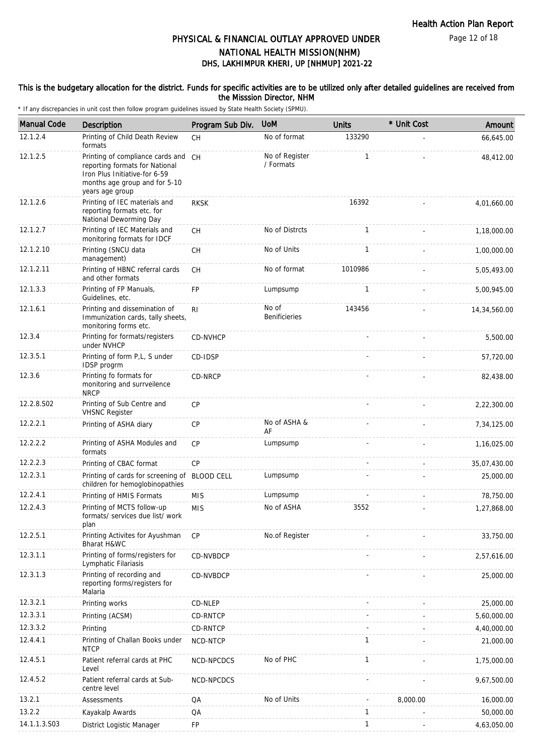# PHYSICAL & FINANCIAL OUTLAY APPROVED UNDER NATIONAL HEALTH MISSION(NHM)

## DHS, LAKHIMPUR KHERI, UP [NHMUP] 2021-22

**This is the budgetary allocation for the district. Funds for specific activities are to be utilized only after detailed guidelines are received from the Misssion Director, NHM**

\* If any discrepancies in unit cost then follow program guidelines issued by State Health Society (SPMU).

| Manual Code | Description | Program Sub Div. | UoM | Units | * Unit Cost | Amount |
|---|---|---|---|---|---|---|
| 12.1.2.4 | Printing of Child Death Review formats | CH | No of format | 133290 | - | 66,645.00 |
| 12.1.2.5 | Printing of compliance cards and reporting formats for National Iron Plus Initiative-for 6-59 months age group and for 5-10 years age group | CH | No of Register / Formats | 1 | - | 48,412.00 |
| 12.1.2.6 | Printing of IEC materials and reporting formats etc. for National Deworming Day | RKSK | | 16392 | - | 4,01,660.00 |
| 12.1.2.7 | Printing of IEC Materials and monitoring formats for IDCF | CH | No of Distrcts | 1 | - | 1,18,000.00 |
| 12.1.2.10 | Printing (SNCU data management) | CH | No of Units | 1 | - | 1,00,000.00 |
| 12.1.2.11 | Printing of HBNC referral cards and other formats | CH | No of format | 1010986 | - | 5,05,493.00 |
| 12.1.3.3 | Printing of FP Manuals, Guidelines, etc. | FP | Lumpsump | 1 | - | 5,00,945.00 |
| 12.1.6.1 | Printing and dissemination of Immunization cards, tally sheets, monitoring forms etc. | RI | No of Benificieries | 143456 | - | 14,34,560.00 |
| 12.3.4 | Printing for formats/registers under NVHCP | CD-NVHCP | | - | - | 5,500.00 |
| 12.3.5.1 | Printing of form P,L, S under IDSP progrm | CD-IDSP | | - | - | 57,720.00 |
| 12.3.6 | Printing fo formats for monitoring and surrveilence NRCP | CD-NRCP | | - | - | 82,438.00 |
| 12.2.8.S02 | Printing of Sub Centre and VHSNC Register | CP | | - | - | 2,22,300.00 |
| 12.2.2.1 | Printing of ASHA diary | CP | No of ASHA & AF | - | - | 7,34,125.00 |
| 12.2.2.2 | Printing of ASHA Modules and formats | CP | Lumpsump | - | - | 1,16,025.00 |
| 12.2.2.3 | Printing of CBAC format | CP | | - | - | 35,07,430.00 |
| 12.2.3.1 | Printing of cards for screening of children for hemoglobinopathies | BLOOD CELL | Lumpsump | - | - | 25,000.00 |
| 12.2.4.1 | Printing of HMIS Formats | MIS | Lumpsump | - | - | 78,750.00 |
| 12.2.4.3 | Printing of MCTS follow-up formats/ services due list/ work plan | MIS | No of ASHA | 3552 | - | 1,27,868.00 |
| 12.2.5.1 | Printing Activites for Ayushman Bharat H&WC | CP | No.of Register | - | - | 33,750.00 |
| 12.3.1.1 | Printing of forms/registers for Lymphatic Filariasis | CD-NVBDCP | | - | - | 2,57,616.00 |
| 12.3.1.3 | Printing of recording and reporting forms/registers for Malaria | CD-NVBDCP | | - | - | 25,000.00 |
| 12.3.2.1 | Printing works | CD-NLEP | | - | - | 25,000.00 |
| 12.3.3.1 | Printing (ACSM) | CD-RNTCP | | - | - | 5,60,000.00 |
| 12.3.3.2 | Printing | CD-RNTCP | | - | - | 4,40,000.00 |
| 12.4.4.1 | Printing of Challan Books under NTCP | NCD-NTCP | | 1 | - | 21,000.00 |
| 12.4.5.1 | Patient referral cards at PHC Level | NCD-NPCDCS | No of PHC | 1 | - | 1,75,000.00 |
| 12.4.5.2 | Patient referral cards at Sub-centre level | NCD-NPCDCS | | - | - | 9,67,500.00 |
| 13.2.1 | Assessments | QA | No of Units | - | 8,000.00 | 16,000.00 |
| 13.2.2 | Kayakalp Awards | QA | | 1 | - | 50,000.00 |
| 14.1.1.3.S03 | District Logistic Manager | FP | | 1 | - | 4,63,050.00 |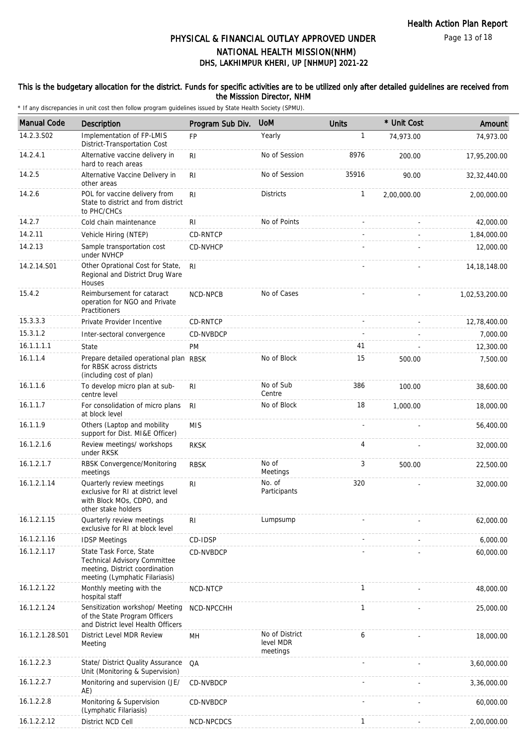# PHYSICAL & FINANCIAL OUTLAY APPROVED UNDER NATIONAL HEALTH MISSION(NHM)

## DHS, LAKHIMPUR KHERI, UP [NHMUP] 2021-22

**This is the budgetary allocation for the district. Funds for specific activities are to be utilized only after detailed guidelines are received from the Misssion Director, NHM**

\* If any discrepancies in unit cost then follow program guidelines issued by State Health Society (SPMU).

| Manual Code | Description | Program Sub Div. | UoM | Units | * Unit Cost | Amount |
|---|---|---|---|---|---|---|
| 14.2.3.S02 | Implementation of FP-LMIS District-Transportation Cost | FP | Yearly | 1 | 74,973.00 | 74,973.00 |
| 14.2.4.1 | Alternative vaccine delivery in hard to reach areas | RI | No of Session | 8976 | 200.00 | 17,95,200.00 |
| 14.2.5 | Alternative Vaccine Delivery in other areas | RI | No of Session | 35916 | 90.00 | 32,32,440.00 |
| 14.2.6 | POL for vaccine delivery from State to district and from district to PHC/CHCs | RI | Districts | 1 | 2,00,000.00 | 2,00,000.00 |
| 14.2.7 | Cold chain maintenance | RI | No of Points | - | - | 42,000.00 |
| 14.2.11 | Vehicle Hiring (NTEP) | CD-RNTCP | | - | - | 1,84,000.00 |
| 14.2.13 | Sample transportation cost under NVHCP | CD-NVHCP | | - | - | 12,000.00 |
| 14.2.14.S01 | Other Oprational Cost for State, Regional and District Drug Ware Houses | RI | | - | - | 14,18,148.00 |
| 15.4.2 | Reimbursement for cataract operation for NGO and Private Practitioners | NCD-NPCB | No of Cases | - | - | 1,02,53,200.00 |
| 15.3.3.3 | Private Provider Incentive | CD-RNTCP | | - | - | 12,78,400.00 |
| 15.3.1.2 | Inter-sectoral convergence | CD-NVBDCP | | - | - | 7,000.00 |
| 16.1.1.1.1 | State | PM | | 41 | - | 12,300.00 |
| 16.1.1.4 | Prepare detailed operational plan for RBSK across districts (including cost of plan) | RBSK | No of Block | 15 | 500.00 | 7,500.00 |
| 16.1.1.6 | To develop micro plan at sub-centre level | RI | No of Sub Centre | 386 | 100.00 | 38,600.00 |
| 16.1.1.7 | For consolidation of micro plans at block level | RI | No of Block | 18 | 1,000.00 | 18,000.00 |
| 16.1.1.9 | Others (Laptop and mobility support for Dist. MI&E Officer) | MIS | | - | - | 56,400.00 |
| 16.1.2.1.6 | Review meetings/ workshops under RKSK | RKSK | | 4 | - | 32,000.00 |
| 16.1.2.1.7 | RBSK Convergence/Monitoring meetings | RBSK | No of Meetings | 3 | 500.00 | 22,500.00 |
| 16.1.2.1.14 | Quarterly review meetings exclusive for RI at district level with Block MOs, CDPO, and other stake holders | RI | No. of Participants | 320 | - | 32,000.00 |
| 16.1.2.1.15 | Quarterly review meetings exclusive for RI at block level | RI | Lumpsump | - | - | 62,000.00 |
| 16.1.2.1.16 | IDSP Meetings | CD-IDSP | | - | - | 6,000.00 |
| 16.1.2.1.17 | State Task Force, State Technical Advisory Committee meeting, District coordination meeting (Lymphatic Filariasis) | CD-NVBDCP | | - | - | 60,000.00 |
| 16.1.2.1.22 | Monthly meeting with the hospital staff | NCD-NTCP | | 1 | - | 48,000.00 |
| 16.1.2.1.24 | Sensitization workshop/ Meeting of the State Program Officers and District level Health Officers | NCD-NPCCHH | | 1 | - | 25,000.00 |
| 16.1.2.1.28.S01 | District Level MDR Review Meeting | MH | No of District level MDR meetings | 6 | - | 18,000.00 |
| 16.1.2.2.3 | State/ District Quality Assurance Unit (Monitoring & Supervision) | QA | | - | - | 3,60,000.00 |
| 16.1.2.2.7 | Monitoring and supervision (JE/ AE) | CD-NVBDCP | | - | - | 3,36,000.00 |
| 16.1.2.2.8 | Monitoring & Supervision (Lymphatic Filariasis) | CD-NVBDCP | | - | - | 60,000.00 |
| 16.1.2.2.12 | District NCD Cell | NCD-NPCDCS | | 1 | - | 2,00,000.00 |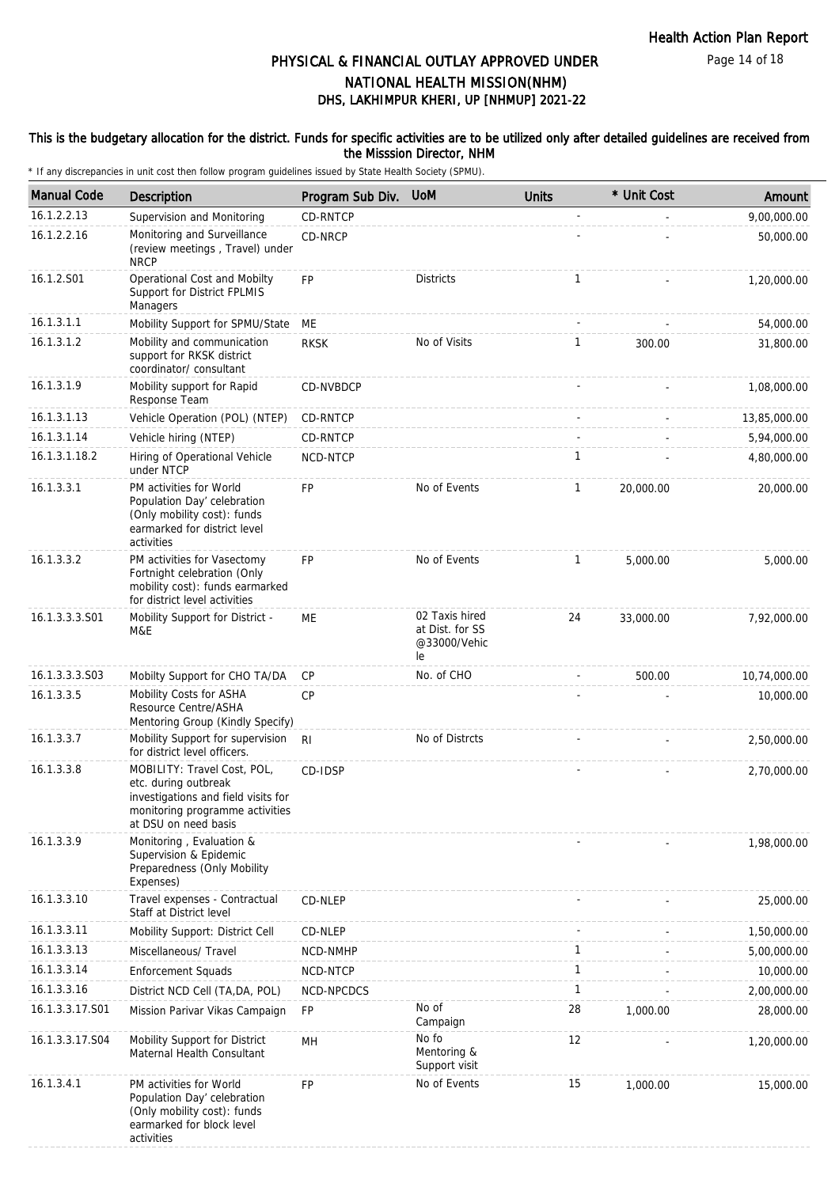# PHYSICAL & FINANCIAL OUTLAY APPROVED UNDER NATIONAL HEALTH MISSION(NHM)
## DHS, LAKHIMPUR KHERI, UP [NHMUP] 2021-22

**This is the budgetary allocation for the district. Funds for specific activities are to be utilized only after detailed guidelines are received from the Misssion Director, NHM**

\* If any discrepancies in unit cost then follow program guidelines issued by State Health Society (SPMU).

| Manual Code | Description | Program Sub Div. | UoM | Units | * Unit Cost | Amount |
|---|---|---|---|---|---|---|
| 16.1.2.2.13 | Supervision and Monitoring | CD-RNTCP | | - | - | 9,00,000.00 |
| 16.1.2.2.16 | Monitoring and Surveillance (review meetings , Travel) under NRCP | CD-NRCP | | - | - | 50,000.00 |
| 16.1.2.S01 | Operational Cost and Mobilty Support for District FPLMIS Managers | FP | Districts | 1 | - | 1,20,000.00 |
| 16.1.3.1.1 | Mobility Support for SPMU/State | ME | | - | - | 54,000.00 |
| 16.1.3.1.2 | Mobility and communication support for RKSK district coordinator/ consultant | RKSK | No of Visits | 1 | 300.00 | 31,800.00 |
| 16.1.3.1.9 | Mobility support for Rapid Response Team | CD-NVBDCP | | - | - | 1,08,000.00 |
| 16.1.3.1.13 | Vehicle Operation (POL) (NTEP) | CD-RNTCP | | - | - | 13,85,000.00 |
| 16.1.3.1.14 | Vehicle hiring (NTEP) | CD-RNTCP | | - | - | 5,94,000.00 |
| 16.1.3.1.18.2 | Hiring of Operational Vehicle under NTCP | NCD-NTCP | | 1 | - | 4,80,000.00 |
| 16.1.3.3.1 | PM activities for World Population Day' celebration (Only mobility cost): funds earmarked for district level activities | FP | No of Events | 1 | 20,000.00 | 20,000.00 |
| 16.1.3.3.2 | PM activities for Vasectomy Fortnight celebration (Only mobility cost): funds earmarked for district level activities | FP | No of Events | 1 | 5,000.00 | 5,000.00 |
| 16.1.3.3.3.S01 | Mobility Support for District - M&E | ME | 02 Taxis hired at Dist. for SS @33000/Vehicle | 24 | 33,000.00 | 7,92,000.00 |
| 16.1.3.3.3.S03 | Mobilty Support for CHO TA/DA | CP | No. of CHO | - | 500.00 | 10,74,000.00 |
| 16.1.3.3.5 | Mobility Costs for ASHA Resource Centre/ASHA Mentoring Group (Kindly Specify) | CP | | - | - | 10,000.00 |
| 16.1.3.3.7 | Mobility Support for supervision for district level officers. | RI | No of Distrcts | - | - | 2,50,000.00 |
| 16.1.3.3.8 | MOBILITY: Travel Cost, POL, etc. during outbreak investigations and field visits for monitoring programme activities at DSU on need basis | CD-IDSP | | - | - | 2,70,000.00 |
| 16.1.3.3.9 | Monitoring , Evaluation & Supervision & Epidemic Preparedness (Only Mobility Expenses) | | | - | - | 1,98,000.00 |
| 16.1.3.3.10 | Travel expenses - Contractual Staff at District level | CD-NLEP | | - | - | 25,000.00 |
| 16.1.3.3.11 | Mobility Support: District Cell | CD-NLEP | | - | - | 1,50,000.00 |
| 16.1.3.3.13 | Miscellaneous/ Travel | NCD-NMHP | | 1 | - | 5,00,000.00 |
| 16.1.3.3.14 | Enforcement Squads | NCD-NTCP | | 1 | - | 10,000.00 |
| 16.1.3.3.16 | District NCD Cell (TA,DA, POL) | NCD-NPCDCS | | 1 | - | 2,00,000.00 |
| 16.1.3.3.17.S01 | Mission Parivar Vikas Campaign | FP | No of Campaign | 28 | 1,000.00 | 28,000.00 |
| 16.1.3.3.17.S04 | Mobility Support for District Maternal Health Consultant | MH | No fo Mentoring & Support visit | 12 | - | 1,20,000.00 |
| 16.1.3.4.1 | PM activities for World Population Day' celebration (Only mobility cost): funds earmarked for block level activities | FP | No of Events | 15 | 1,000.00 | 15,000.00 |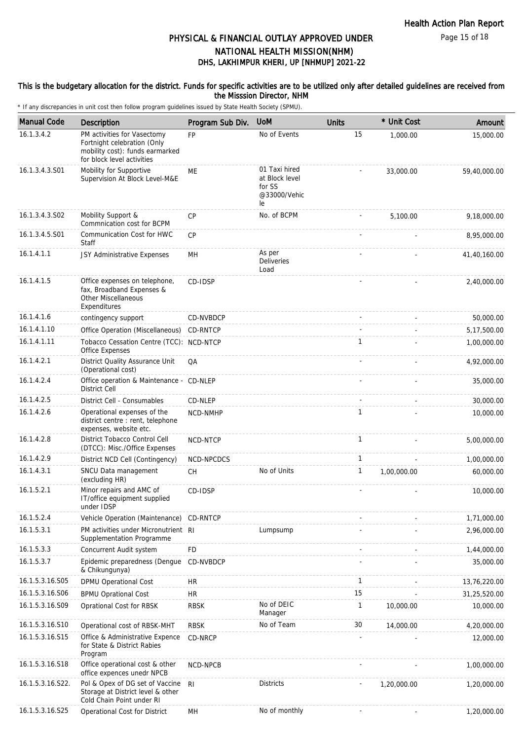# PHYSICAL & FINANCIAL OUTLAY APPROVED UNDER NATIONAL HEALTH MISSION(NHM)
## DHS, LAKHIMPUR KHERI, UP [NHMUP] 2021-22

**This is the budgetary allocation for the district. Funds for specific activities are to be utilized only after detailed guidelines are received from the Misssion Director, NHM**

\* If any discrepancies in unit cost then follow program guidelines issued by State Health Society (SPMU).

| Manual Code | Description | Program Sub Div. | UoM | Units | * Unit Cost | Amount |
|---|---|---|---|---|---|---|
| 16.1.3.4.2 | PM activities for Vasectomy Fortnight celebration (Only mobility cost): funds earmarked for block level activities | FP | No of Events | 15 | 1,000.00 | 15,000.00 |
| 16.1.3.4.3.S01 | Mobility for Supportive Supervision At Block Level-M&E | ME | 01 Taxi hired at Block level for SS @33000/Vehicle | - | 33,000.00 | 59,40,000.00 |
| 16.1.3.4.3.S02 | Mobility Support & Commnication cost for BCPM | CP | No. of BCPM | - | 5,100.00 | 9,18,000.00 |
| 16.1.3.4.5.S01 | Communication Cost for HWC Staff | CP | | - | - | 8,95,000.00 |
| 16.1.4.1.1 | JSY Administrative Expenses | MH | As per Deliveries Load | - | - | 41,40,160.00 |
| 16.1.4.1.5 | Office expenses on telephone, fax, Broadband Expenses & Other Miscellaneous Expenditures | CD-IDSP | | - | - | 2,40,000.00 |
| 16.1.4.1.6 | contingency support | CD-NVBDCP | | - | - | 50,000.00 |
| 16.1.4.1.10 | Office Operation (Miscellaneous) | CD-RNTCP | | - | - | 5,17,500.00 |
| 16.1.4.1.11 | Tobacco Cessation Centre (TCC): Office Expenses | NCD-NTCP | | 1 | - | 1,00,000.00 |
| 16.1.4.2.1 | District Quality Assurance Unit (Operational cost) | QA | | - | - | 4,92,000.00 |
| 16.1.4.2.4 | Office operation & Maintenance - District Cell | CD-NLEP | | - | - | 35,000.00 |
| 16.1.4.2.5 | District Cell - Consumables | CD-NLEP | | - | - | 30,000.00 |
| 16.1.4.2.6 | Operational expenses of the district centre : rent, telephone expenses, website etc. | NCD-NMHP | | 1 | - | 10,000.00 |
| 16.1.4.2.8 | District Tobacco Control Cell (DTCC): Misc./Office Expenses | NCD-NTCP | | 1 | - | 5,00,000.00 |
| 16.1.4.2.9 | District NCD Cell (Contingency) | NCD-NPCDCS | | 1 | - | 1,00,000.00 |
| 16.1.4.3.1 | SNCU Data management (excluding HR) | CH | No of Units | 1 | 1,00,000.00 | 60,000.00 |
| 16.1.5.2.1 | Minor repairs and AMC of IT/office equipment supplied under IDSP | CD-IDSP | | - | - | 10,000.00 |
| 16.1.5.2.4 | Vehicle Operation (Maintenance) | CD-RNTCP | | - | - | 1,71,000.00 |
| 16.1.5.3.1 | PM activities under Micronutrient Supplementation Programme | RI | Lumpsump | - | - | 2,96,000.00 |
| 16.1.5.3.3 | Concurrent Audit system | FD | | - | - | 1,44,000.00 |
| 16.1.5.3.7 | Epidemic preparedness (Dengue & Chikungunya) | CD-NVBDCP | | - | - | 35,000.00 |
| 16.1.5.3.16.S05 | DPMU Operational Cost | HR | | 1 | - | 13,76,220.00 |
| 16.1.5.3.16.S06 | BPMU Oprational Cost | HR | | 15 | - | 31,25,520.00 |
| 16.1.5.3.16.S09 | Oprational Cost for RBSK | RBSK | No of DEIC Manager | 1 | 10,000.00 | 10,000.00 |
| 16.1.5.3.16.S10 | Operational cost of RBSK-MHT | RBSK | No of Team | 30 | 14,000.00 | 4,20,000.00 |
| 16.1.5.3.16.S15 | Office & Administrative Expence for State & District Rabies Program | CD-NRCP | | - | - | 12,000.00 |
| 16.1.5.3.16.S18 | Office operational cost & other office expences unedr NPCB | NCD-NPCB | | - | - | 1,00,000.00 |
| 16.1.5.3.16.S22. | Pol & Opex of DG set of Vaccine Storage at District level & other Cold Chain Point under RI | RI | Districts | - | 1,20,000.00 | 1,20,000.00 |
| 16.1.5.3.16.S25 | Operational Cost for District | MH | No of monthly | - | - | 1,20,000.00 |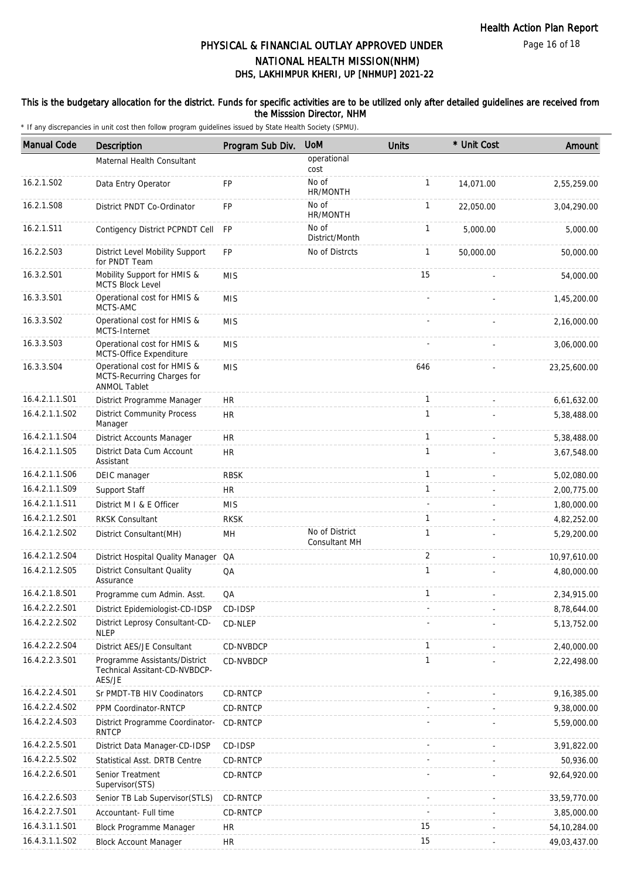# PHYSICAL & FINANCIAL OUTLAY APPROVED UNDER NATIONAL HEALTH MISSION(NHM)
## DHS, LAKHIMPUR KHERI, UP [NHMUP] 2021-22

**This is the budgetary allocation for the district. Funds for specific activities are to be utilized only after detailed guidelines are received from the Misssion Director, NHM**

\* If any discrepancies in unit cost then follow program guidelines issued by State Health Society (SPMU).

| Manual Code | Description | Program Sub Div. | UoM | Units | * Unit Cost | Amount |
|---|---|---|---|---|---|---|
| | Maternal Health Consultant | | operational cost | | | |
| 16.2.1.S02 | Data Entry Operator | FP | No of HR/MONTH | 1 | 14,071.00 | 2,55,259.00 |
| 16.2.1.S08 | District PNDT Co-Ordinator | FP | No of HR/MONTH | 1 | 22,050.00 | 3,04,290.00 |
| 16.2.1.S11 | Contigency District PCPNDT Cell | FP | No of District/Month | 1 | 5,000.00 | 5,000.00 |
| 16.2.2.S03 | District Level Mobility Support for PNDT Team | FP | No of Distrcts | 1 | 50,000.00 | 50,000.00 |
| 16.3.2.S01 | Mobility Support for HMIS & MCTS Block Level | MIS | | 15 | - | 54,000.00 |
| 16.3.3.S01 | Operational cost for HMIS & MCTS-AMC | MIS | | - | - | 1,45,200.00 |
| 16.3.3.S02 | Operational cost for HMIS & MCTS-Internet | MIS | | - | - | 2,16,000.00 |
| 16.3.3.S03 | Operational cost for HMIS & MCTS-Office Expenditure | MIS | | - | - | 3,06,000.00 |
| 16.3.3.S04 | Operational cost for HMIS & MCTS-Recurring Charges for ANMOL Tablet | MIS | | 646 | - | 23,25,600.00 |
| 16.4.2.1.1.S01 | District Programme Manager | HR | | 1 | - | 6,61,632.00 |
| 16.4.2.1.1.S02 | District Community Process Manager | HR | | 1 | - | 5,38,488.00 |
| 16.4.2.1.1.S04 | District Accounts Manager | HR | | 1 | - | 5,38,488.00 |
| 16.4.2.1.1.S05 | District Data Cum Account Assistant | HR | | 1 | - | 3,67,548.00 |
| 16.4.2.1.1.S06 | DEIC manager | RBSK | | 1 | - | 5,02,080.00 |
| 16.4.2.1.1.S09 | Support Staff | HR | | 1 | - | 2,00,775.00 |
| 16.4.2.1.1.S11 | District M I & E Officer | MIS | | - | - | 1,80,000.00 |
| 16.4.2.1.2.S01 | RKSK Consultant | RKSK | | 1 | - | 4,82,252.00 |
| 16.4.2.1.2.S02 | District Consultant(MH) | MH | No of District Consultant MH | 1 | - | 5,29,200.00 |
| 16.4.2.1.2.S04 | District Hospital Quality Manager | QA | | 2 | - | 10,97,610.00 |
| 16.4.2.1.2.S05 | District Consultant Quality Assurance | QA | | 1 | - | 4,80,000.00 |
| 16.4.2.1.8.S01 | Programme cum Admin. Asst. | QA | | 1 | - | 2,34,915.00 |
| 16.4.2.2.2.S01 | District Epidemiologist-CD-IDSP | CD-IDSP | | - | - | 8,78,644.00 |
| 16.4.2.2.2.S02 | District Leprosy Consultant-CD-NLEP | CD-NLEP | | - | - | 5,13,752.00 |
| 16.4.2.2.2.S04 | District AES/JE Consultant | CD-NVBDCP | | 1 | - | 2,40,000.00 |
| 16.4.2.2.3.S01 | Programme Assistants/District Technical Assitant-CD-NVBDCP-AES/JE | CD-NVBDCP | | 1 | - | 2,22,498.00 |
| 16.4.2.2.4.S01 | Sr PMDT-TB HIV Coodinators | CD-RNTCP | | - | - | 9,16,385.00 |
| 16.4.2.2.4.S02 | PPM Coordinator-RNTCP | CD-RNTCP | | - | - | 9,38,000.00 |
| 16.4.2.2.4.S03 | District Programme Coordinator-RNTCP | CD-RNTCP | | - | - | 5,59,000.00 |
| 16.4.2.2.5.S01 | District Data Manager-CD-IDSP | CD-IDSP | | - | - | 3,91,822.00 |
| 16.4.2.2.5.S02 | Statistical Asst. DRTB Centre | CD-RNTCP | | - | - | 50,936.00 |
| 16.4.2.2.6.S01 | Senior Treatment Supervisor(STS) | CD-RNTCP | | - | - | 92,64,920.00 |
| 16.4.2.2.6.S03 | Senior TB Lab Supervisor(STLS) | CD-RNTCP | | - | - | 33,59,770.00 |
| 16.4.2.2.7.S01 | Accountant- Full time | CD-RNTCP | | - | - | 3,85,000.00 |
| 16.4.3.1.1.S01 | Block Programme Manager | HR | | 15 | - | 54,10,284.00 |
| 16.4.3.1.1.S02 | Block Account Manager | HR | | 15 | - | 49,03,437.00 |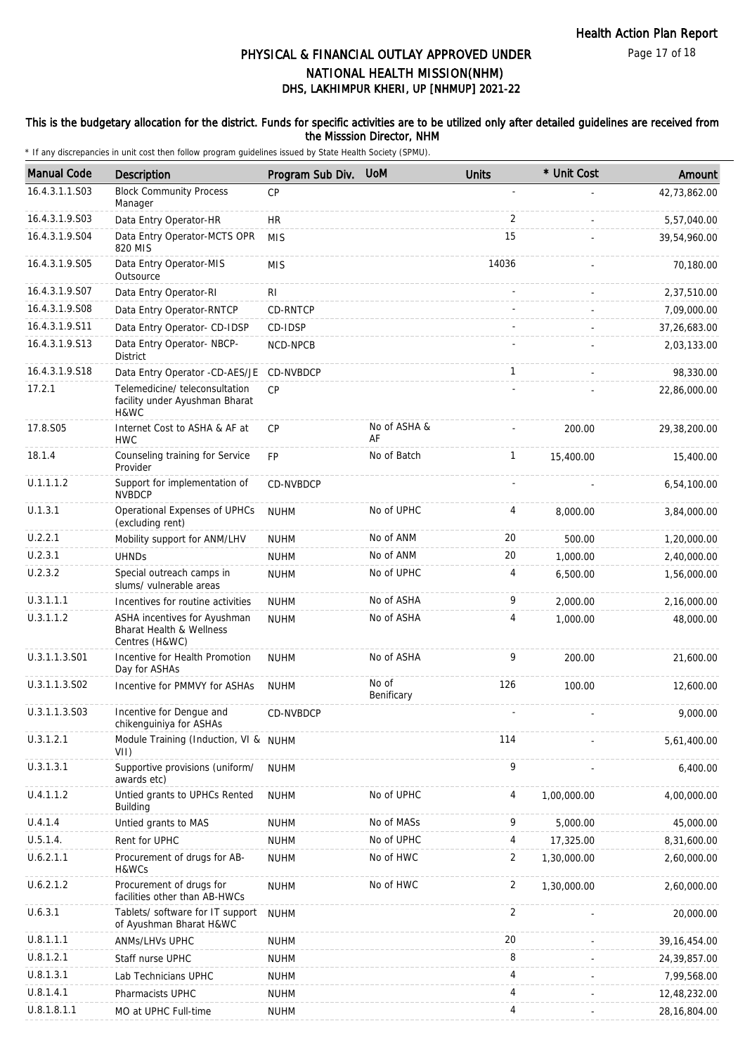# PHYSICAL & FINANCIAL OUTLAY APPROVED UNDER NATIONAL HEALTH MISSION(NHM)

## DHS, LAKHIMPUR KHERI, UP [NHMUP] 2021-22

**This is the budgetary allocation for the district. Funds for specific activities are to be utilized only after detailed guidelines are received from the Misssion Director, NHM**

\* If any discrepancies in unit cost then follow program guidelines issued by State Health Society (SPMU).

| Manual Code | Description | Program Sub Div. | UoM | Units | * Unit Cost | Amount |
|---|---|---|---|---|---|---|
| 16.4.3.1.1.S03 | Block Community Process Manager | CP | | - | - | 42,73,862.00 |
| 16.4.3.1.9.S03 | Data Entry Operator-HR | HR | | 2 | - | 5,57,040.00 |
| 16.4.3.1.9.S04 | Data Entry Operator-MCTS OPR 820 MIS | MIS | | 15 | - | 39,54,960.00 |
| 16.4.3.1.9.S05 | Data Entry Operator-MIS Outsource | MIS | | 14036 | - | 70,180.00 |
| 16.4.3.1.9.S07 | Data Entry Operator-RI | RI | | - | - | 2,37,510.00 |
| 16.4.3.1.9.S08 | Data Entry Operator-RNTCP | CD-RNTCP | | - | - | 7,09,000.00 |
| 16.4.3.1.9.S11 | Data Entry Operator- CD-IDSP | CD-IDSP | | - | - | 37,26,683.00 |
| 16.4.3.1.9.S13 | Data Entry Operator- NBCP-District | NCD-NPCB | | - | - | 2,03,133.00 |
| 16.4.3.1.9.S18 | Data Entry Operator -CD-AES/JE | CD-NVBDCP | | 1 | - | 98,330.00 |
| 17.2.1 | Telemedicine/ teleconsultation facility under Ayushman Bharat H&WC | CP | | - | - | 22,86,000.00 |
| 17.8.S05 | Internet Cost to ASHA & AF at HWC | CP | No of ASHA & AF | - | 200.00 | 29,38,200.00 |
| 18.1.4 | Counseling training for Service Provider | FP | No of Batch | 1 | 15,400.00 | 15,400.00 |
| U.1.1.1.2 | Support for implementation of NVBDCP | CD-NVBDCP | | - | - | 6,54,100.00 |
| U.1.3.1 | Operational Expenses of UPHCs (excluding rent) | NUHM | No of UPHC | 4 | 8,000.00 | 3,84,000.00 |
| U.2.2.1 | Mobility support for ANM/LHV | NUHM | No of ANM | 20 | 500.00 | 1,20,000.00 |
| U.2.3.1 | UHNDs | NUHM | No of ANM | 20 | 1,000.00 | 2,40,000.00 |
| U.2.3.2 | Special outreach camps in slums/ vulnerable areas | NUHM | No of UPHC | 4 | 6,500.00 | 1,56,000.00 |
| U.3.1.1.1 | Incentives for routine activities | NUHM | No of ASHA | 9 | 2,000.00 | 2,16,000.00 |
| U.3.1.1.2 | ASHA incentives for Ayushman Bharat Health & Wellness Centres (H&WC) | NUHM | No of ASHA | 4 | 1,000.00 | 48,000.00 |
| U.3.1.1.3.S01 | Incentive for Health Promotion Day for ASHAs | NUHM | No of ASHA | 9 | 200.00 | 21,600.00 |
| U.3.1.1.3.S02 | Incentive for PMMVY for ASHAs | NUHM | No of Benificary | 126 | 100.00 | 12,600.00 |
| U.3.1.1.3.S03 | Incentive for Dengue and chikenguiniya for ASHAs | CD-NVBDCP | | - | - | 9,000.00 |
| U.3.1.2.1 | Module Training (Induction, VI & VII) | NUHM | | 114 | - | 5,61,400.00 |
| U.3.1.3.1 | Supportive provisions (uniform/ awards etc) | NUHM | | 9 | - | 6,400.00 |
| U.4.1.1.2 | Untied grants to UPHCs Rented Building | NUHM | No of UPHC | 4 | 1,00,000.00 | 4,00,000.00 |
| U.4.1.4 | Untied grants to MAS | NUHM | No of MASs | 9 | 5,000.00 | 45,000.00 |
| U.5.1.4. | Rent for UPHC | NUHM | No of UPHC | 4 | 17,325.00 | 8,31,600.00 |
| U.6.2.1.1 | Procurement of drugs for AB-H&WCs | NUHM | No of HWC | 2 | 1,30,000.00 | 2,60,000.00 |
| U.6.2.1.2 | Procurement of drugs for facilities other than AB-HWCs | NUHM | No of HWC | 2 | 1,30,000.00 | 2,60,000.00 |
| U.6.3.1 | Tablets/ software for IT support of Ayushman Bharat H&WC | NUHM | | 2 | - | 20,000.00 |
| U.8.1.1.1 | ANMs/LHVs UPHC | NUHM | | 20 | - | 39,16,454.00 |
| U.8.1.2.1 | Staff nurse UPHC | NUHM | | 8 | - | 24,39,857.00 |
| U.8.1.3.1 | Lab Technicians UPHC | NUHM | | 4 | - | 7,99,568.00 |
| U.8.1.4.1 | Pharmacists UPHC | NUHM | | 4 | - | 12,48,232.00 |
| U.8.1.8.1.1 | MO at UPHC Full-time | NUHM | | 4 | - | 28,16,804.00 |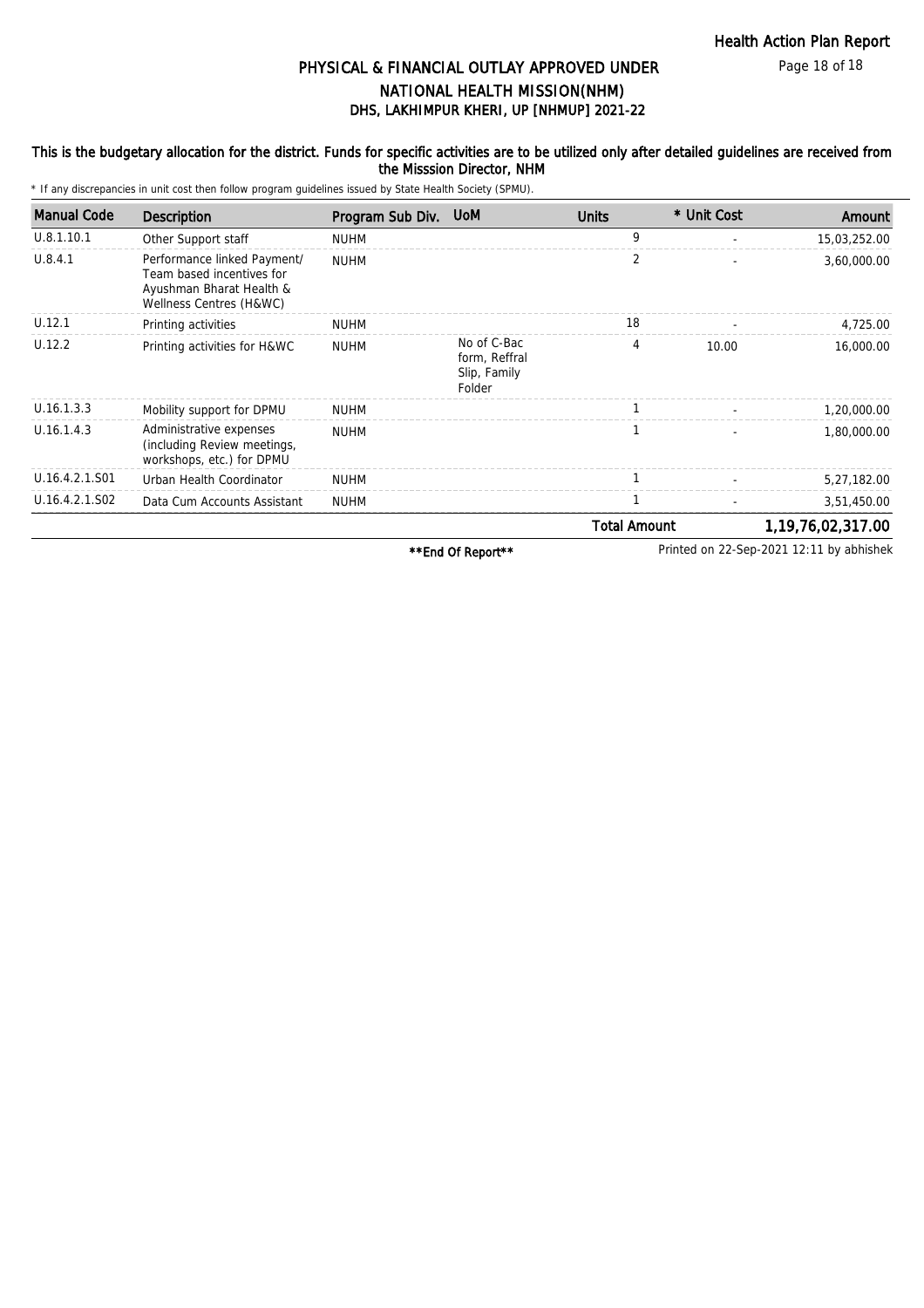# PHYSICAL & FINANCIAL OUTLAY APPROVED UNDER NATIONAL HEALTH MISSION(NHM)

## DHS, LAKHIMPUR KHERI, UP [NHMUP] 2021-22

**This is the budgetary allocation for the district. Funds for specific activities are to be utilized only after detailed guidelines are received from the Misssion Director, NHM**

\* If any discrepancies in unit cost then follow program guidelines issued by State Health Society (SPMU).

| Manual Code | Description | Program Sub Div. | UoM | Units | * Unit Cost | Amount |
|---|---|---|---|---|---|---|
| U.8.1.10.1 | Other Support staff | NUHM | | 9 | - | 15,03,252.00 |
| U.8.4.1 | Performance linked Payment/ Team based incentives for Ayushman Bharat Health & Wellness Centres (H&WC) | NUHM | | 2 | - | 3,60,000.00 |
| U.12.1 | Printing activities | NUHM | | 18 | - | 4,725.00 |
| U.12.2 | Printing activities for H&WC | NUHM | No of C-Bac form, Reffral Slip, Family Folder | 4 | 10.00 | 16,000.00 |
| U.16.1.3.3 | Mobility support for DPMU | NUHM | | 1 | - | 1,20,000.00 |
| U.16.1.4.3 | Administrative expenses (including Review meetings, workshops, etc.) for DPMU | NUHM | | 1 | - | 1,80,000.00 |
| U.16.4.2.1.S01 | Urban Health Coordinator | NUHM | | 1 | - | 5,27,182.00 |
| U.16.4.2.1.S02 | Data Cum Accounts Assistant | NUHM | | 1 | - | 3,51,450.00 |
| | | | | **Total Amount** | | **1,19,76,02,317.00** |

\*\*End Of Report\*\*

Printed on 22-Sep-2021 12:11 by abhishek